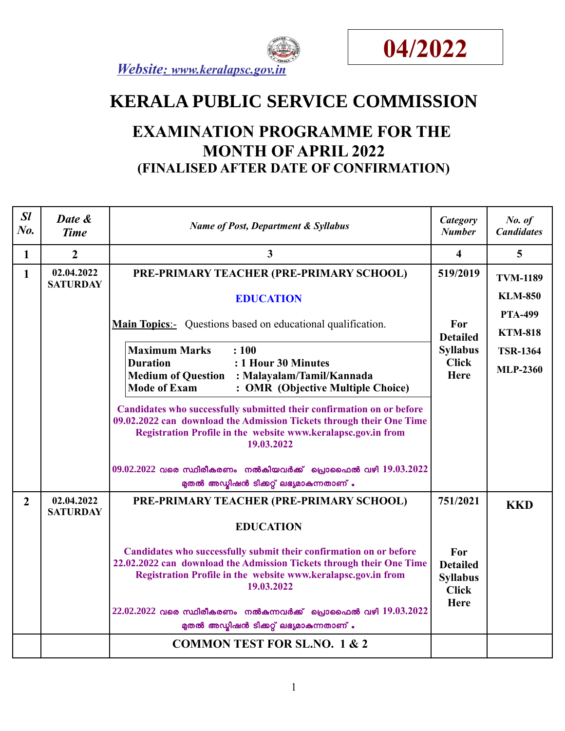Website: www.keralapsc.gov.in

**04/2022**

# KERALA PUBLIC SERVICE COMMISSION

## EXAMINATION PROGRAMME FOR THE MONTH OF APRIL 2022

### (FINALISED AFTER DATE OF CONFIRMATION)

| *Sl No.* | *Date & Time* | *Name of Post, Department & Syllabus* | *Category Number* | *No. of Candidates* |
|---|---|---|---|---|
| **1** | **2** | **3** | **4** | **5** |
| **1** | **02.04.2022 SATURDAY** | **PRE-PRIMARY TEACHER (PRE-PRIMARY SCHOOL)**<br><br>**EDUCATION**<br><br>**Main Topics**:- Questions based on educational qualification.<br><br>**Maximum Marks : 100**<br>**Duration : 1 Hour 30 Minutes**<br>**Medium of Question : Malayalam/Tamil/Kannada**<br>**Mode of Exam : OMR (Objective Multiple Choice)**<br><br>**Candidates who successfully submitted their confirmation on or before 09.02.2022 can download the Admission Tickets through their One Time Registration Profile in the website www.keralapsc.gov.in from 19.03.2022**<br><br>**09.02.2022 വരെ സ്ഥിരീകരണം നൽകിയവർക്ക് പ്രൊഫൈൽ വഴി 19.03.2022 മുതൽ അഡ്മിഷൻ ടിക്കറ്റ് ലഭ്യമാകുന്നതാണ്.** | **519/2019**<br><br>**For Detailed Syllabus Click Here** | **TVM-1189**<br>**KLM-850**<br>**PTA-499**<br>**KTM-818**<br>**TSR-1364**<br>**MLP-2360** |
| **2** | **02.04.2022 SATURDAY** | **PRE-PRIMARY TEACHER (PRE-PRIMARY SCHOOL)**<br><br>**EDUCATION**<br><br>**Candidates who successfully submit their confirmation on or before 22.02.2022 can download the Admission Tickets through their One Time Registration Profile in the website www.keralapsc.gov.in from 19.03.2022**<br><br>**22.02.2022 വരെ സ്ഥിരീകരണം നൽകുന്നവർക്ക് പ്രൊഫൈൽ വഴി 19.03.2022 മുതൽ അഡ്മിഷൻ ടിക്കറ്റ് ലഭ്യമാകുന്നതാണ്.** | **751/2021**<br><br>**For Detailed Syllabus Click Here** | **KKD** |
| | | **COMMON TEST FOR SL.NO. 1 & 2** | | |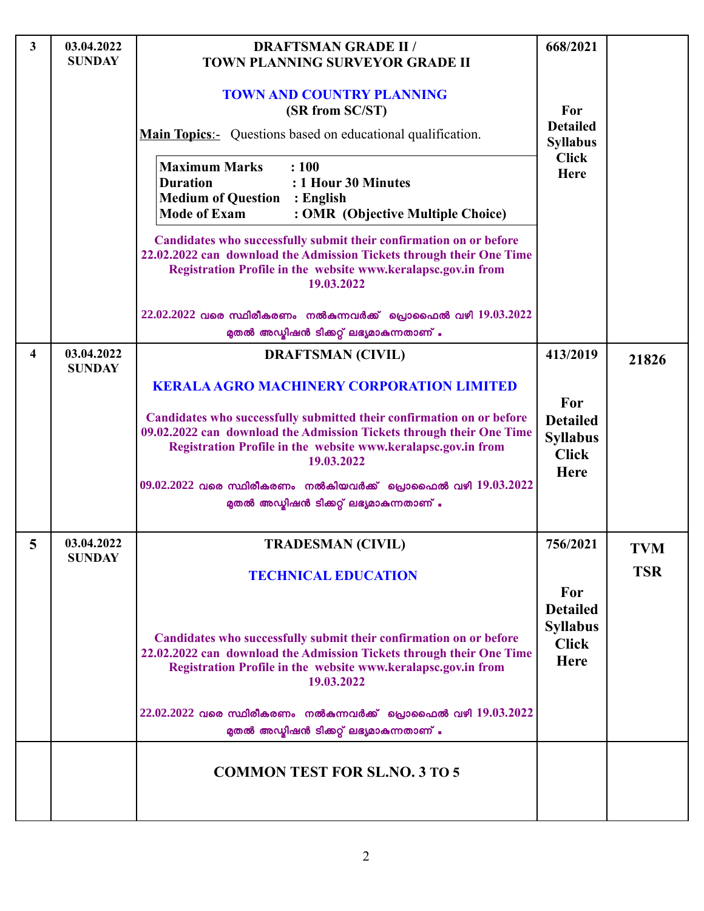| | | | | |
|---|---|---|---|---|
| 3 | 03.04.2022 SUNDAY | **DRAFTSMAN GRADE II / TOWN PLANNING SURVEYOR GRADE II**<br><br>**TOWN AND COUNTRY PLANNING**<br>**(SR from SC/ST)**<br><br>**Main Topics**:- Questions based on educational qualification.<br><br>**Maximum Marks : 100**<br>**Duration : 1 Hour 30 Minutes**<br>**Medium of Question : English**<br>**Mode of Exam : OMR (Objective Multiple Choice)**<br><br>**Candidates who successfully submit their confirmation on or before 22.02.2022 can download the Admission Tickets through their One Time Registration Profile in the website www.keralapsc.gov.in from 19.03.2022**<br><br>**22.02.2022 വരെ സ്ഥിരീകരണം നൽകുന്നവർക്ക് പ്രൊഫൈൽ വഴി 19.03.2022 മുതൽ അഡ്മിഷൻ ടിക്കറ്റ് ലഭ്യമാകുന്നതാണ് .** | **668/2021**<br><br>**For Detailed Syllabus Click Here** | |
| 4 | 03.04.2022 SUNDAY | **DRAFTSMAN (CIVIL)**<br><br>**KERALA AGRO MACHINERY CORPORATION LIMITED**<br><br>**Candidates who successfully submitted their confirmation on or before 09.02.2022 can download the Admission Tickets through their One Time Registration Profile in the website www.keralapsc.gov.in from 19.03.2022**<br><br>**09.02.2022 വരെ സ്ഥിരീകരണം നൽകിയവർക്ക് പ്രൊഫൈൽ വഴി 19.03.2022 മുതൽ അഡ്മിഷൻ ടിക്കറ്റ് ലഭ്യമാകുന്നതാണ് .** | **413/2019**<br><br>**For Detailed Syllabus Click Here** | **21826** |
| 5 | 03.04.2022 SUNDAY | **TRADESMAN (CIVIL)**<br><br>**TECHNICAL EDUCATION**<br><br>**Candidates who successfully submit their confirmation on or before 22.02.2022 can download the Admission Tickets through their One Time Registration Profile in the website www.keralapsc.gov.in from 19.03.2022**<br><br>**22.02.2022 വരെ സ്ഥിരീകരണം നൽകുന്നവർക്ക് പ്രൊഫൈൽ വഴി 19.03.2022 മുതൽ അഡ്മിഷൻ ടിക്കറ്റ് ലഭ്യമാകുന്നതാണ് .** | **756/2021**<br><br>**For Detailed Syllabus Click Here** | **TVM**<br>**TSR** |
| | | **COMMON TEST FOR SL.NO. 3 TO 5** | | |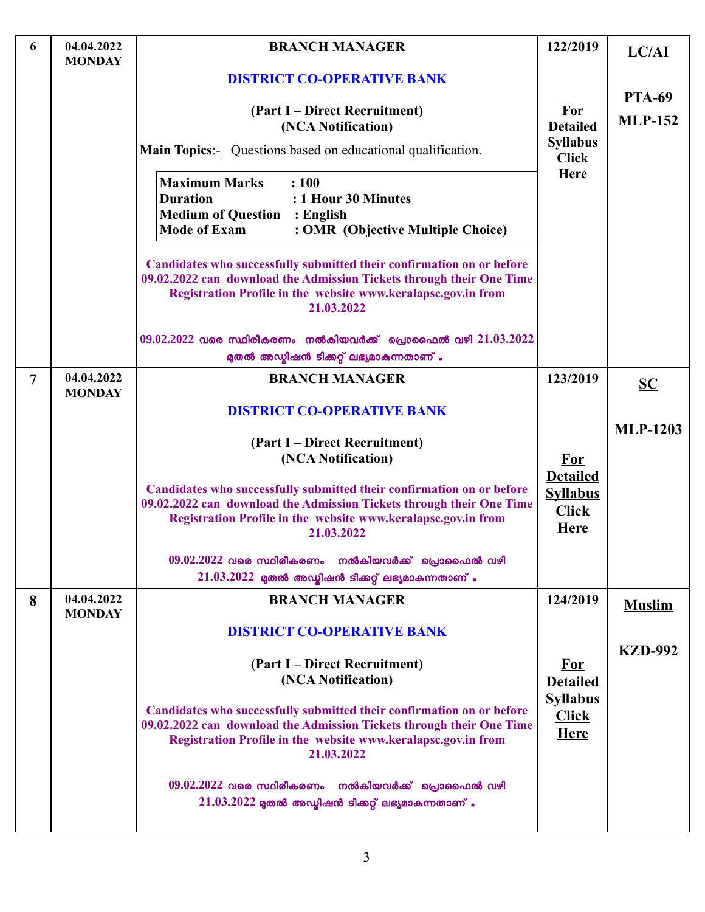| | | | | |
|---|---|---|---|---|
| 6 | 04.04.2022 MONDAY | **BRANCH MANAGER**<br><br>**DISTRICT CO-OPERATIVE BANK**<br><br>**(Part I – Direct Recruitment)**<br>**(NCA Notification)**<br><br>**Main Topics**:- Questions based on educational qualification.<br><br>**Maximum Marks : 100**<br>**Duration : 1 Hour 30 Minutes**<br>**Medium of Question : English**<br>**Mode of Exam : OMR (Objective Multiple Choice)**<br><br>**Candidates who successfully submitted their confirmation on or before 09.02.2022 can download the Admission Tickets through their One Time Registration Profile in the website www.keralapsc.gov.in from 21.03.2022**<br><br>**09.02.2022 വരെ സ്ഥിരീകരണം നൽകിയവർക്ക് പ്രൊഫൈൽ വഴി 21.03.2022 മുതൽ അഡ്മിഷൻ ടിക്കറ്റ് ലഭ്യമാകുന്നതാണ് .** | **122/2019**<br><br>**For Detailed Syllabus Click Here** | **LC/AI**<br><br>**PTA-69**<br>**MLP-152** |
| 7 | 04.04.2022 MONDAY | **BRANCH MANAGER**<br><br>**DISTRICT CO-OPERATIVE BANK**<br><br>**(Part I – Direct Recruitment)**<br>**(NCA Notification)**<br><br>**Candidates who successfully submitted their confirmation on or before 09.02.2022 can download the Admission Tickets through their One Time Registration Profile in the website www.keralapsc.gov.in from 21.03.2022**<br><br>**09.02.2022 വരെ സ്ഥിരീകരണം നൽകിയവർക്ക് പ്രൊഫൈൽ വഴി 21.03.2022 മുതൽ അഡ്മിഷൻ ടിക്കറ്റ് ലഭ്യമാകുന്നതാണ് .** | **123/2019**<br><br>**For Detailed Syllabus Click Here** | **SC**<br><br>**MLP-1203** |
| 8 | 04.04.2022 MONDAY | **BRANCH MANAGER**<br><br>**DISTRICT CO-OPERATIVE BANK**<br><br>**(Part I – Direct Recruitment)**<br>**(NCA Notification)**<br><br>**Candidates who successfully submitted their confirmation on or before 09.02.2022 can download the Admission Tickets through their One Time Registration Profile in the website www.keralapsc.gov.in from 21.03.2022**<br><br>**09.02.2022 വരെ സ്ഥിരീകരണം നൽകിയവർക്ക് പ്രൊഫൈൽ വഴി 21.03.2022 മുതൽ അഡ്മിഷൻ ടിക്കറ്റ് ലഭ്യമാകുന്നതാണ് .** | **124/2019**<br><br>**For Detailed Syllabus Click Here** | **Muslim**<br><br>**KZD-992** |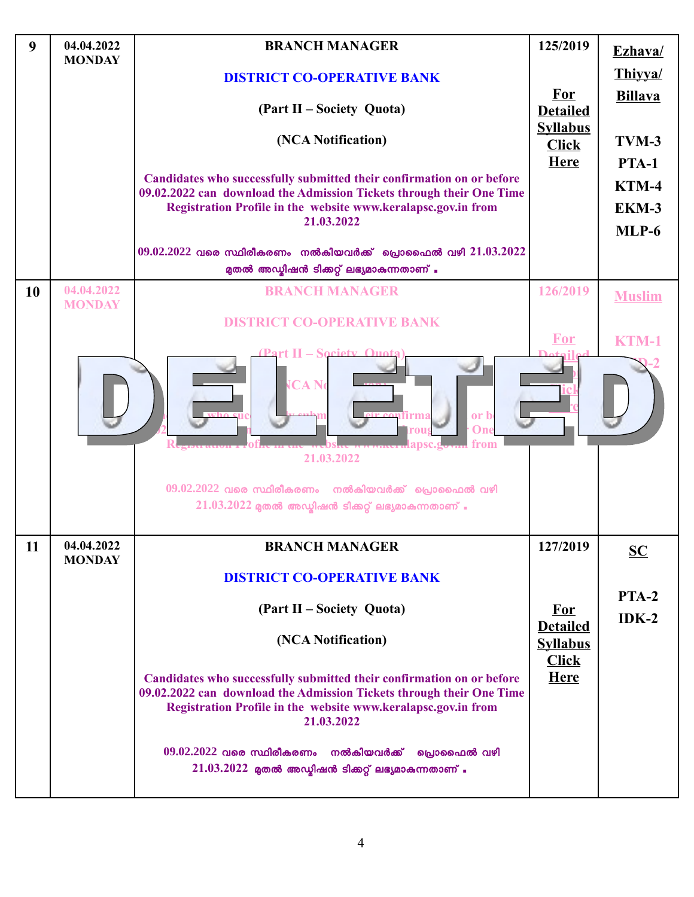| 9 | 04.04.2022 MONDAY | **BRANCH MANAGER**<br><br>**DISTRICT CO-OPERATIVE BANK**<br><br>**(Part II – Society Quota)**<br><br>**(NCA Notification)**<br><br>**Candidates who successfully submitted their confirmation on or before 09.02.2022 can download the Admission Tickets through their One Time Registration Profile in the website www.keralapsc.gov.in from 21.03.2022**<br><br>09.02.2022 വരെ സ്ഥിരീകരണം നൽകിയവർക്ക് പ്രൊഫൈൽ വഴി 21.03.2022 മുതൽ അഡ്മിഷൻ ടിക്കറ്റ് ലഭ്യമാകുന്നതാണ് . | 125/2019<br><br>**For Detailed Syllabus Click Here** | **Ezhava/ Thiyya/ Billava**<br><br>TVM-3<br>PTA-1<br>KTM-4<br>EKM-3<br>MLP-6 |
|---|---|---|---|---|
| 10 | 04.04.2022 MONDAY | **DELETED**<br><br>BRANCH MANAGER<br><br>DISTRICT CO-OPERATIVE BANK<br><br>(Part II – Society Quota)<br><br>(NCA Notification)<br><br>Candidates who successfully submitted their confirmation on or before 09.02.2022 can download the Admission Tickets through their One Time Registration Profile in the website www.keralapsc.gov.in from 21.03.2022<br><br>09.02.2022 വരെ സ്ഥിരീകരണം നൽകിയവർക്ക് പ്രൊഫൈൽ വഴി 21.03.2022 മുതൽ അഡ്മിഷൻ ടിക്കറ്റ് ലഭ്യമാകുന്നതാണ് . | 126/2019<br><br>For Detailed Syllabus Click Here | Muslim<br><br>KTM-1<br>...D-2 |
| 11 | 04.04.2022 MONDAY | **BRANCH MANAGER**<br><br>**DISTRICT CO-OPERATIVE BANK**<br><br>**(Part II – Society Quota)**<br><br>**(NCA Notification)**<br><br>**Candidates who successfully submitted their confirmation on or before 09.02.2022 can download the Admission Tickets through their One Time Registration Profile in the website www.keralapsc.gov.in from 21.03.2022**<br><br>09.02.2022 വരെ സ്ഥിരീകരണം നൽകിയവർക്ക് പ്രൊഫൈൽ വഴി 21.03.2022 മുതൽ അഡ്മിഷൻ ടിക്കറ്റ് ലഭ്യമാകുന്നതാണ് . | 127/2019<br><br>**For Detailed Syllabus Click Here** | **SC**<br><br>PTA-2<br>IDK-2 |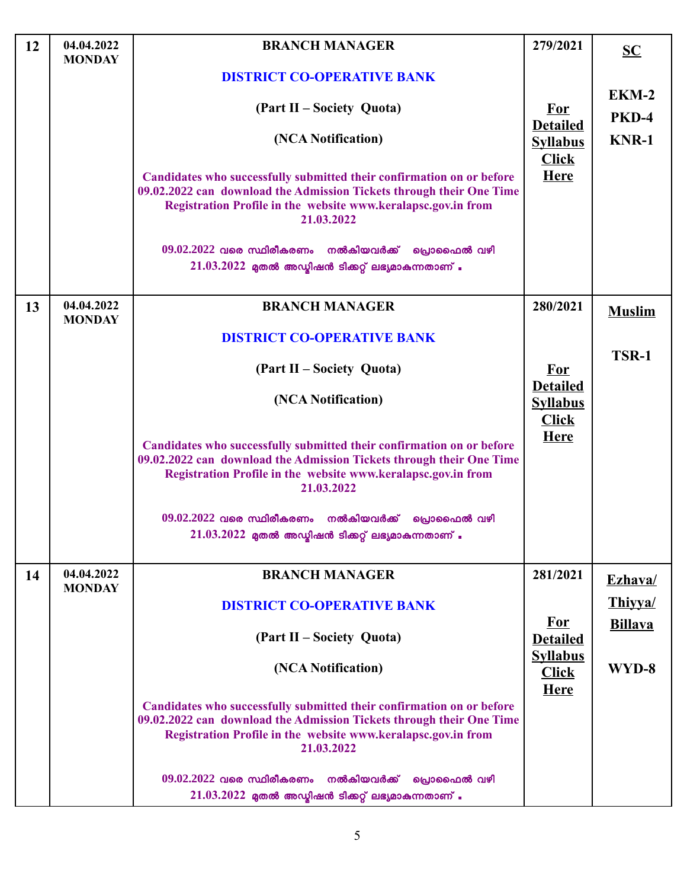| 12 | 04.04.2022 MONDAY | **BRANCH MANAGER**<br><br>**DISTRICT CO-OPERATIVE BANK**<br><br>**(Part II – Society Quota)**<br><br>**(NCA Notification)**<br><br>**Candidates who successfully submitted their confirmation on or before 09.02.2022 can download the Admission Tickets through their One Time Registration Profile in the website www.keralapsc.gov.in from 21.03.2022**<br><br>09.02.2022 വരെ സ്ഥിരീകരണം നൽകിയവർക്ക് പ്രൊഫൈൽ വഴി 21.03.2022 മുതൽ അഡ്മിഷൻ ടിക്കറ്റ് ലഭ്യമാകുന്നതാണ് . | 279/2021<br><br>**For Detailed Syllabus Click Here** | **SC**<br><br>**EKM-2**<br>**PKD-4**<br>**KNR-1** |
|---|---|---|---|---|
| 13 | 04.04.2022 MONDAY | **BRANCH MANAGER**<br><br>**DISTRICT CO-OPERATIVE BANK**<br><br>**(Part II – Society Quota)**<br><br>**(NCA Notification)**<br><br>**Candidates who successfully submitted their confirmation on or before 09.02.2022 can download the Admission Tickets through their One Time Registration Profile in the website www.keralapsc.gov.in from 21.03.2022**<br><br>09.02.2022 വരെ സ്ഥിരീകരണം നൽകിയവർക്ക് പ്രൊഫൈൽ വഴി 21.03.2022 മുതൽ അഡ്മിഷൻ ടിക്കറ്റ് ലഭ്യമാകുന്നതാണ് . | 280/2021<br><br>**For Detailed Syllabus Click Here** | **Muslim**<br><br>**TSR-1** |
| 14 | 04.04.2022 MONDAY | **BRANCH MANAGER**<br><br>**DISTRICT CO-OPERATIVE BANK**<br><br>**(Part II – Society Quota)**<br><br>**(NCA Notification)**<br><br>**Candidates who successfully submitted their confirmation on or before 09.02.2022 can download the Admission Tickets through their One Time Registration Profile in the website www.keralapsc.gov.in from 21.03.2022**<br><br>09.02.2022 വരെ സ്ഥിരീകരണം നൽകിയവർക്ക് പ്രൊഫൈൽ വഴി 21.03.2022 മുതൽ അഡ്മിഷൻ ടിക്കറ്റ് ലഭ്യമാകുന്നതാണ് . | 281/2021<br><br>**For Detailed Syllabus Click Here** | **Ezhava/ Thiyya/ Billava**<br><br>**WYD-8** |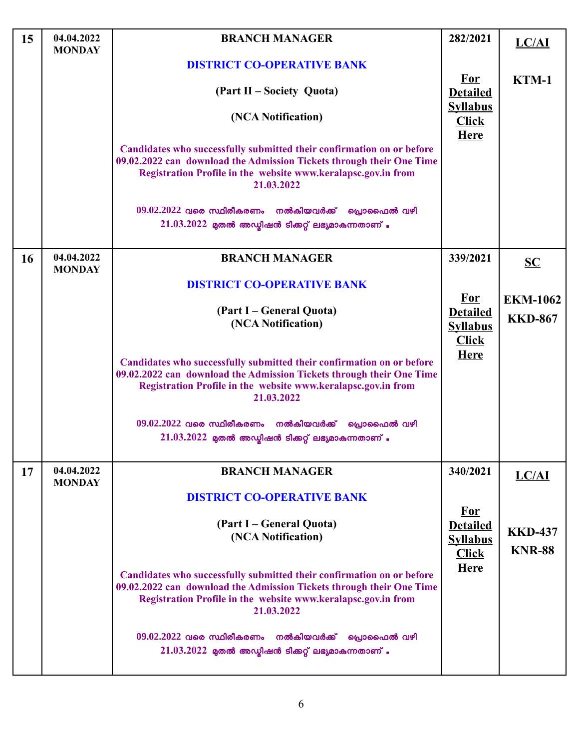| 15 | 04.04.2022 MONDAY | **BRANCH MANAGER**<br><br>**DISTRICT CO-OPERATIVE BANK**<br><br>**(Part II – Society Quota)**<br><br>**(NCA Notification)**<br><br>**Candidates who successfully submitted their confirmation on or before 09.02.2022 can download the Admission Tickets through their One Time Registration Profile in the website www.keralapsc.gov.in from 21.03.2022**<br><br>09.02.2022 വരെ സ്ഥിരീകരണം നൽകിയവർക്ക് പ്രൊഫൈൽ വഴി 21.03.2022 മുതൽ അഡ്മിഷൻ ടിക്കറ്റ് ലഭ്യമാകുന്നതാണ് . | 282/2021<br><br>**For Detailed Syllabus Click Here** | **LC/AI**<br><br>**KTM-1** |
|---|---|---|---|---|
| 16 | 04.04.2022 MONDAY | **BRANCH MANAGER**<br><br>**DISTRICT CO-OPERATIVE BANK**<br><br>**(Part I – General Quota)**<br>**(NCA Notification)**<br><br>**Candidates who successfully submitted their confirmation on or before 09.02.2022 can download the Admission Tickets through their One Time Registration Profile in the website www.keralapsc.gov.in from 21.03.2022**<br><br>09.02.2022 വരെ സ്ഥിരീകരണം നൽകിയവർക്ക് പ്രൊഫൈൽ വഴി 21.03.2022 മുതൽ അഡ്മിഷൻ ടിക്കറ്റ് ലഭ്യമാകുന്നതാണ് . | 339/2021<br><br>**For Detailed Syllabus Click Here** | **SC**<br><br>**EKM-1062**<br>**KKD-867** |
| 17 | 04.04.2022 MONDAY | **BRANCH MANAGER**<br><br>**DISTRICT CO-OPERATIVE BANK**<br><br>**(Part I – General Quota)**<br>**(NCA Notification)**<br><br>**Candidates who successfully submitted their confirmation on or before 09.02.2022 can download the Admission Tickets through their One Time Registration Profile in the website www.keralapsc.gov.in from 21.03.2022**<br><br>09.02.2022 വരെ സ്ഥിരീകരണം നൽകിയവർക്ക് പ്രൊഫൈൽ വഴി 21.03.2022 മുതൽ അഡ്മിഷൻ ടിക്കറ്റ് ലഭ്യമാകുന്നതാണ് . | 340/2021<br><br>**For Detailed Syllabus Click Here** | **LC/AI**<br><br>**KKD-437**<br>**KNR-88** |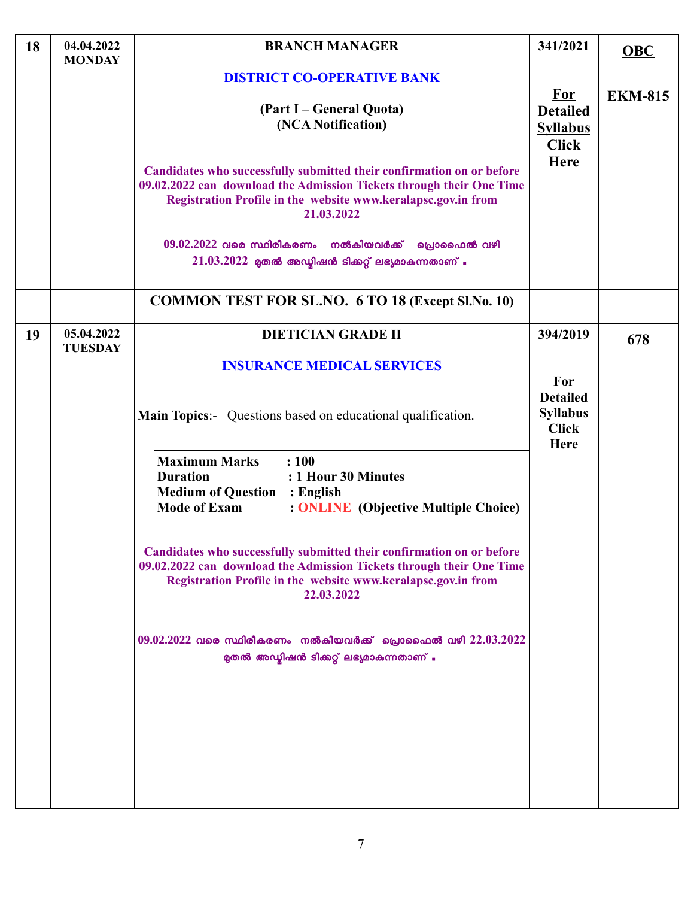| 18 | 04.04.2022 MONDAY | **BRANCH MANAGER**<br><br>**DISTRICT CO-OPERATIVE BANK**<br><br>**(Part I – General Quota)**<br>**(NCA Notification)**<br><br>**Candidates who successfully submitted their confirmation on or before 09.02.2022 can download the Admission Tickets through their One Time Registration Profile in the website www.keralapsc.gov.in from 21.03.2022**<br><br>09.02.2022 വരെ സ്ഥിരീകരണം നൽകിയവർക്ക് പ്രൊഫൈൽ വഴി 21.03.2022 മുതൽ അഡ്മിഷൻ ടിക്കറ്റ് ലഭ്യമാകുന്നതാണ് . | **341/2021**<br><br>**For Detailed Syllabus Click Here** | **OBC**<br><br>**EKM-815** |
|---|---|---|---|---|
| | | **COMMON TEST FOR SL.NO. 6 TO 18 (Except Sl.No. 10)** | | |
| 19 | 05.04.2022 TUESDAY | **DIETICIAN GRADE II**<br><br>**INSURANCE MEDICAL SERVICES**<br><br>**Main Topics**:- Questions based on educational qualification.<br><br>**Maximum Marks : 100**<br>**Duration : 1 Hour 30 Minutes**<br>**Medium of Question : English**<br>**Mode of Exam : ONLINE (Objective Multiple Choice)**<br><br>**Candidates who successfully submitted their confirmation on or before 09.02.2022 can download the Admission Tickets through their One Time Registration Profile in the website www.keralapsc.gov.in from 22.03.2022**<br><br>09.02.2022 വരെ സ്ഥിരീകരണം നൽകിയവർക്ക് പ്രൊഫൈൽ വഴി 22.03.2022 മുതൽ അഡ്മിഷൻ ടിക്കറ്റ് ലഭ്യമാകുന്നതാണ് . | **394/2019**<br><br>**For Detailed Syllabus Click Here** | **678** |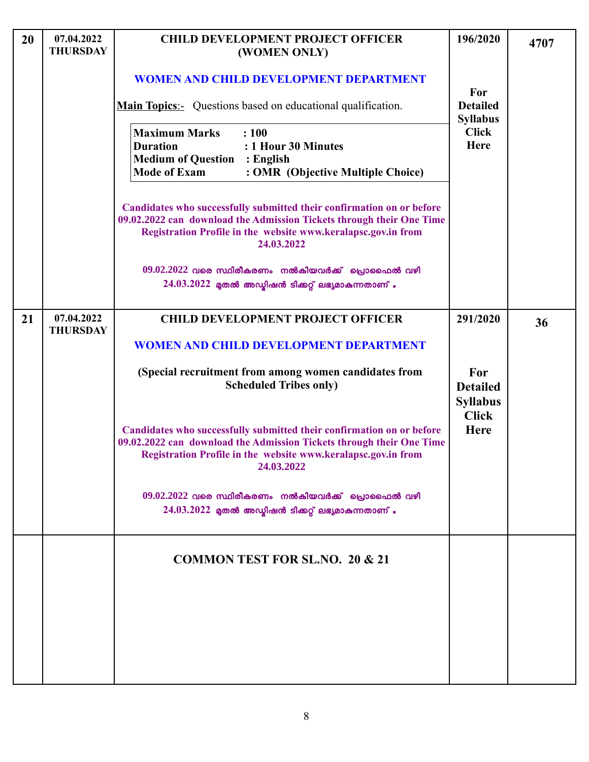| | | | | |
|---|---|---|---|---|
| 20 | 07.04.2022 THURSDAY | **CHILD DEVELOPMENT PROJECT OFFICER (WOMEN ONLY)**<br><br>**WOMEN AND CHILD DEVELOPMENT DEPARTMENT**<br><br>**Main Topics**:- Questions based on educational qualification.<br><br>**Maximum Marks : 100**<br>**Duration : 1 Hour 30 Minutes**<br>**Medium of Question : English**<br>**Mode of Exam : OMR (Objective Multiple Choice)**<br><br>**Candidates who successfully submitted their confirmation on or before 09.02.2022 can download the Admission Tickets through their One Time Registration Profile in the website www.keralapsc.gov.in from 24.03.2022**<br><br>**09.02.2022 വരെ സ്ഥിരീകരണം നൽകിയവർക്ക് പ്രൊഫൈൽ വഴി 24.03.2022 മുതൽ അഡ്മിഷൻ ടിക്കറ്റ് ലഭ്യമാകുന്നതാണ്.** | **196/2020**<br><br>**For Detailed Syllabus Click Here** | **4707** |
| 21 | 07.04.2022 THURSDAY | **CHILD DEVELOPMENT PROJECT OFFICER**<br><br>**WOMEN AND CHILD DEVELOPMENT DEPARTMENT**<br><br>**(Special recruitment from among women candidates from Scheduled Tribes only)**<br><br>**Candidates who successfully submitted their confirmation on or before 09.02.2022 can download the Admission Tickets through their One Time Registration Profile in the website www.keralapsc.gov.in from 24.03.2022**<br><br>**09.02.2022 വരെ സ്ഥിരീകരണം നൽകിയവർക്ക് പ്രൊഫൈൽ വഴി 24.03.2022 മുതൽ അഡ്മിഷൻ ടിക്കറ്റ് ലഭ്യമാകുന്നതാണ്.** | **291/2020**<br><br>**For Detailed Syllabus Click Here** | **36** |
| | | **COMMON TEST FOR SL.NO. 20 & 21** | | |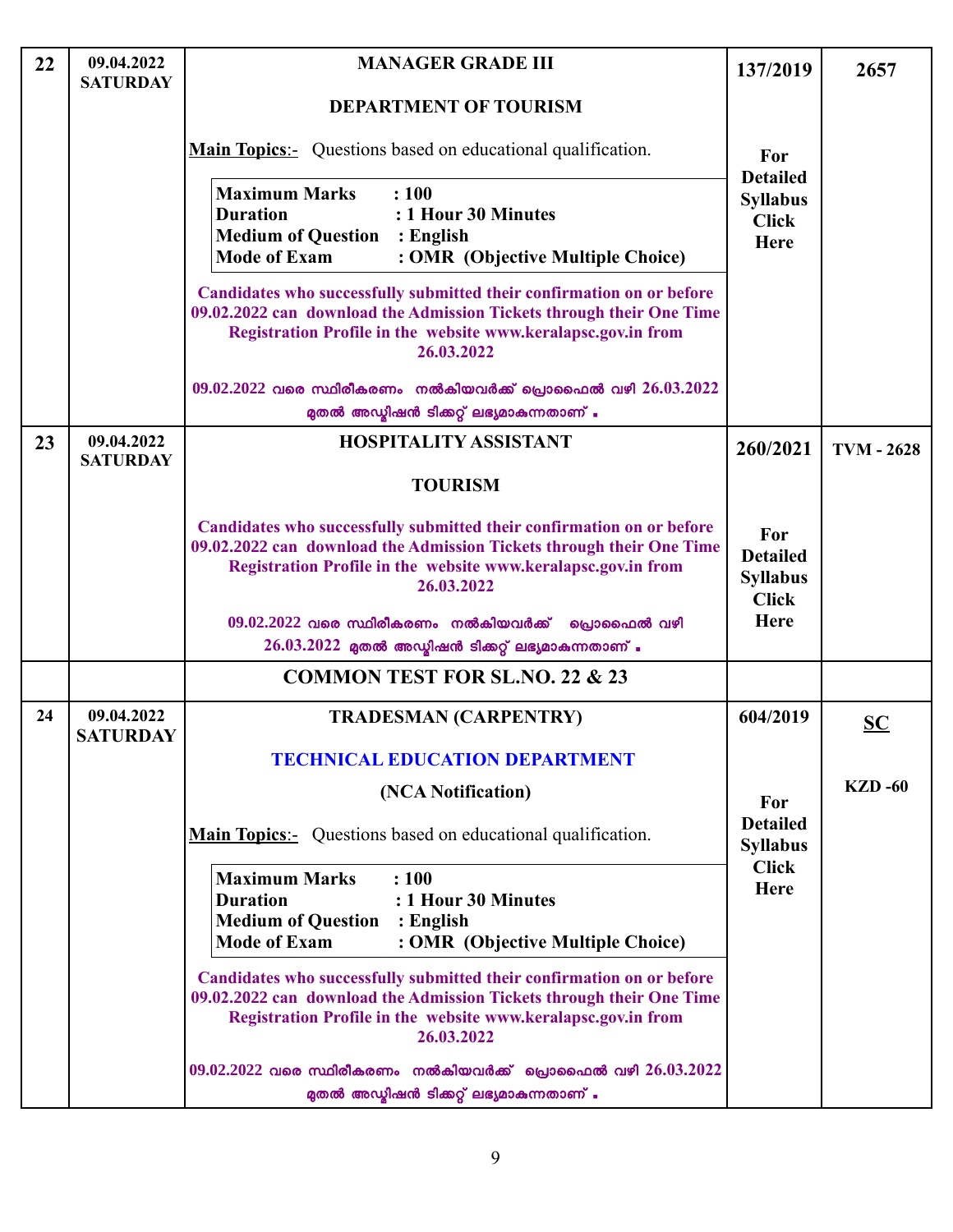| | | | | |
|---|---|---|---|---|
| 22 | 09.04.2022 SATURDAY | **MANAGER GRADE III**<br><br>**DEPARTMENT OF TOURISM**<br><br>**Main Topics**:- Questions based on educational qualification.<br><br>**Maximum Marks : 100**<br>**Duration : 1 Hour 30 Minutes**<br>**Medium of Question : English**<br>**Mode of Exam : OMR (Objective Multiple Choice)**<br><br>**Candidates who successfully submitted their confirmation on or before 09.02.2022 can download the Admission Tickets through their One Time Registration Profile in the website www.keralapsc.gov.in from 26.03.2022**<br><br>**09.02.2022 വരെ സ്ഥിരീകരണം നൽകിയവർക്ക് പ്രൊഫൈൽ വഴി 26.03.2022 മുതൽ അഡ്മിഷൻ ടിക്കറ്റ് ലഭ്യമാകുന്നതാണ് .** | **137/2019**<br><br>**For Detailed Syllabus Click Here** | **2657** |
| 23 | 09.04.2022 SATURDAY | **HOSPITALITY ASSISTANT**<br><br>**TOURISM**<br><br>**Candidates who successfully submitted their confirmation on or before 09.02.2022 can download the Admission Tickets through their One Time Registration Profile in the website www.keralapsc.gov.in from 26.03.2022**<br><br>**09.02.2022 വരെ സ്ഥിരീകരണം നൽകിയവർക്ക് പ്രൊഫൈൽ വഴി 26.03.2022 മുതൽ അഡ്മിഷൻ ടിക്കറ്റ് ലഭ്യമാകുന്നതാണ് .** | **260/2021**<br><br>**For Detailed Syllabus Click Here** | **TVM - 2628** |
| | | **COMMON TEST FOR SL.NO. 22 & 23** | | |
| 24 | 09.04.2022 SATURDAY | **TRADESMAN (CARPENTRY)**<br><br>**TECHNICAL EDUCATION DEPARTMENT**<br><br>**(NCA Notification)**<br><br>**Main Topics**:- Questions based on educational qualification.<br><br>**Maximum Marks : 100**<br>**Duration : 1 Hour 30 Minutes**<br>**Medium of Question : English**<br>**Mode of Exam : OMR (Objective Multiple Choice)**<br><br>**Candidates who successfully submitted their confirmation on or before 09.02.2022 can download the Admission Tickets through their One Time Registration Profile in the website www.keralapsc.gov.in from 26.03.2022**<br><br>**09.02.2022 വരെ സ്ഥിരീകരണം നൽകിയവർക്ക് പ്രൊഫൈൽ വഴി 26.03.2022 മുതൽ അഡ്മിഷൻ ടിക്കറ്റ് ലഭ്യമാകുന്നതാണ് .** | **604/2019**<br><br>**For Detailed Syllabus Click Here** | **SC**<br><br>**KZD -60** |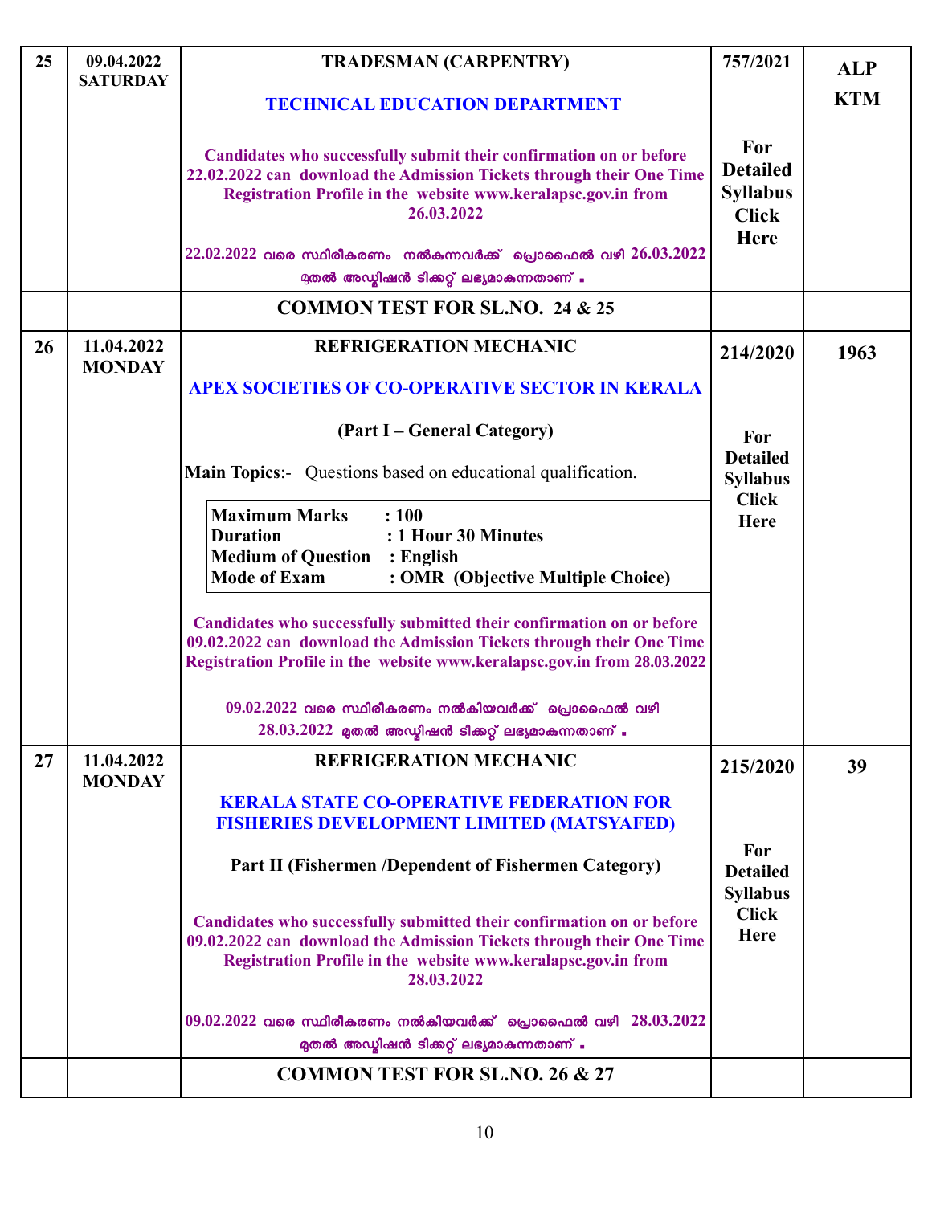| 25 | 09.04.2022 SATURDAY | **TRADESMAN (CARPENTRY)**<br><br>**TECHNICAL EDUCATION DEPARTMENT**<br><br>**Candidates who successfully submit their confirmation on or before 22.02.2022 can download the Admission Tickets through their One Time Registration Profile in the website www.keralapsc.gov.in from 26.03.2022**<br><br>22.02.2022 വരെ സ്ഥിരീകരണം നൽകുന്നവർക്ക് പ്രൊഫൈൽ വഴി 26.03.2022 മുതൽ അഡ്മിഷൻ ടിക്കറ്റ് ലഭ്യമാകുന്നതാണ് . | 757/2021<br><br>**For Detailed Syllabus Click Here** | ALP<br>KTM |
|---|---|---|---|---|
| | | **COMMON TEST FOR SL.NO. 24 & 25** | | |
| 26 | 11.04.2022 MONDAY | **REFRIGERATION MECHANIC**<br><br>**APEX SOCIETIES OF CO-OPERATIVE SECTOR IN KERALA**<br><br>**(Part I – General Category)**<br><br>**<u>Main Topics</u>**:- Questions based on educational qualification.<br><br>**Maximum Marks : 100**<br>**Duration : 1 Hour 30 Minutes**<br>**Medium of Question : English**<br>**Mode of Exam : OMR (Objective Multiple Choice)**<br><br>**Candidates who successfully submitted their confirmation on or before 09.02.2022 can download the Admission Tickets through their One Time Registration Profile in the website www.keralapsc.gov.in from 28.03.2022**<br><br>09.02.2022 വരെ സ്ഥിരീകരണം നൽകിയവർക്ക് പ്രൊഫൈൽ വഴി 28.03.2022 മുതൽ അഡ്മിഷൻ ടിക്കറ്റ് ലഭ്യമാകുന്നതാണ് . | 214/2020<br><br>**For Detailed Syllabus Click Here** | 1963 |
| 27 | 11.04.2022 MONDAY | **REFRIGERATION MECHANIC**<br><br>**KERALA STATE CO-OPERATIVE FEDERATION FOR FISHERIES DEVELOPMENT LIMITED (MATSYAFED)**<br><br>**Part II (Fishermen /Dependent of Fishermen Category)**<br><br>**Candidates who successfully submitted their confirmation on or before 09.02.2022 can download the Admission Tickets through their One Time Registration Profile in the website www.keralapsc.gov.in from 28.03.2022**<br><br>09.02.2022 വരെ സ്ഥിരീകരണം നൽകിയവർക്ക് പ്രൊഫൈൽ വഴി 28.03.2022 മുതൽ അഡ്മിഷൻ ടിക്കറ്റ് ലഭ്യമാകുന്നതാണ് . | 215/2020<br><br>**For Detailed Syllabus Click Here** | 39 |
| | | **COMMON TEST FOR SL.NO. 26 & 27** | | |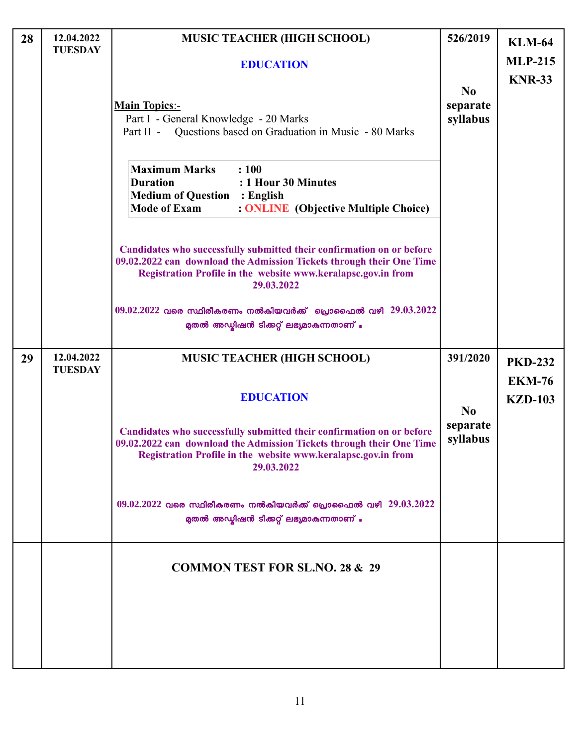| | | | | |
|---|---|---|---|---|
| **28** | **12.04.2022 TUESDAY** | **MUSIC TEACHER (HIGH SCHOOL)**<br><br>**EDUCATION**<br><br>**Main Topics**:-<br>Part I - General Knowledge - 20 Marks<br>Part II - Questions based on Graduation in Music - 80 Marks<br><br>**Maximum Marks : 100**<br>**Duration : 1 Hour 30 Minutes**<br>**Medium of Question : English**<br>**Mode of Exam : ONLINE (Objective Multiple Choice)**<br><br>**Candidates who successfully submitted their confirmation on or before 09.02.2022 can download the Admission Tickets through their One Time Registration Profile in the website www.keralapsc.gov.in from 29.03.2022**<br><br>**09.02.2022 വരെ സ്ഥിരീകരണം നൽകിയവർക്ക് പ്രൊഫൈൽ വഴി 29.03.2022 മുതൽ അഡ്മിഷൻ ടിക്കറ്റ് ലഭ്യമാകുന്നതാണ് .** | **526/2019**<br><br>**No separate syllabus** | **KLM-64**<br>**MLP-215**<br>**KNR-33** |
| **29** | **12.04.2022 TUESDAY** | **MUSIC TEACHER (HIGH SCHOOL)**<br><br>**EDUCATION**<br><br>**Candidates who successfully submitted their confirmation on or before 09.02.2022 can download the Admission Tickets through their One Time Registration Profile in the website www.keralapsc.gov.in from 29.03.2022**<br><br>**09.02.2022 വരെ സ്ഥിരീകരണം നൽകിയവർക്ക് പ്രൊഫൈൽ വഴി 29.03.2022 മുതൽ അഡ്മിഷൻ ടിക്കറ്റ് ലഭ്യമാകുന്നതാണ് .** | **391/2020**<br><br>**No separate syllabus** | **PKD-232**<br>**EKM-76**<br>**KZD-103** |
| | | **COMMON TEST FOR SL.NO. 28 & 29** | | |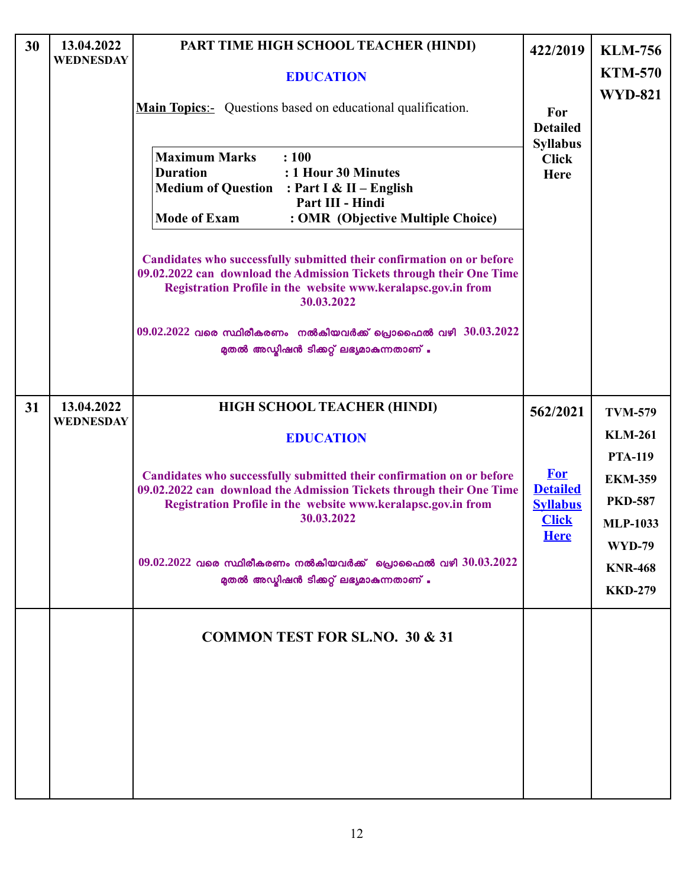| | | | | |
|---|---|---|---|---|
| 30 | 13.04.2022 WEDNESDAY | **PART TIME HIGH SCHOOL TEACHER (HINDI)**<br><br>**EDUCATION**<br><br>**Main Topics**:- Questions based on educational qualification.<br><br>**Maximum Marks** : **100**<br>**Duration** : **1 Hour 30 Minutes**<br>**Medium of Question** : **Part I & II – English**<br>**Part III - Hindi**<br>**Mode of Exam** : **OMR (Objective Multiple Choice)**<br><br>**Candidates who successfully submitted their confirmation on or before 09.02.2022 can download the Admission Tickets through their One Time Registration Profile in the website www.keralapsc.gov.in from 30.03.2022**<br><br>09.02.2022 വരെ സ്ഥിരീകരണം നൽകിയവർക്ക് പ്രൊഫൈൽ വഴി 30.03.2022 മുതൽ അഡ്മിഷൻ ടിക്കറ്റ് ലഭ്യമാകുന്നതാണ് . | 422/2019<br><br>**For Detailed Syllabus Click Here** | **KLM-756**<br>**KTM-570**<br>**WYD-821** |
| 31 | 13.04.2022 WEDNESDAY | **HIGH SCHOOL TEACHER (HINDI)**<br><br>**EDUCATION**<br><br>**Candidates who successfully submitted their confirmation on or before 09.02.2022 can download the Admission Tickets through their One Time Registration Profile in the website www.keralapsc.gov.in from 30.03.2022**<br><br>09.02.2022 വരെ സ്ഥിരീകരണം നൽകിയവർക്ക് പ്രൊഫൈൽ വഴി 30.03.2022 മുതൽ അഡ്മിഷൻ ടിക്കറ്റ് ലഭ്യമാകുന്നതാണ് . | 562/2021<br><br>**For Detailed Syllabus Click Here** | **TVM-579**<br>**KLM-261**<br>**PTA-119**<br>**EKM-359**<br>**PKD-587**<br>**MLP-1033**<br>**WYD-79**<br>**KNR-468**<br>**KKD-279** |
| | | **COMMON TEST FOR SL.NO. 30 & 31** | | |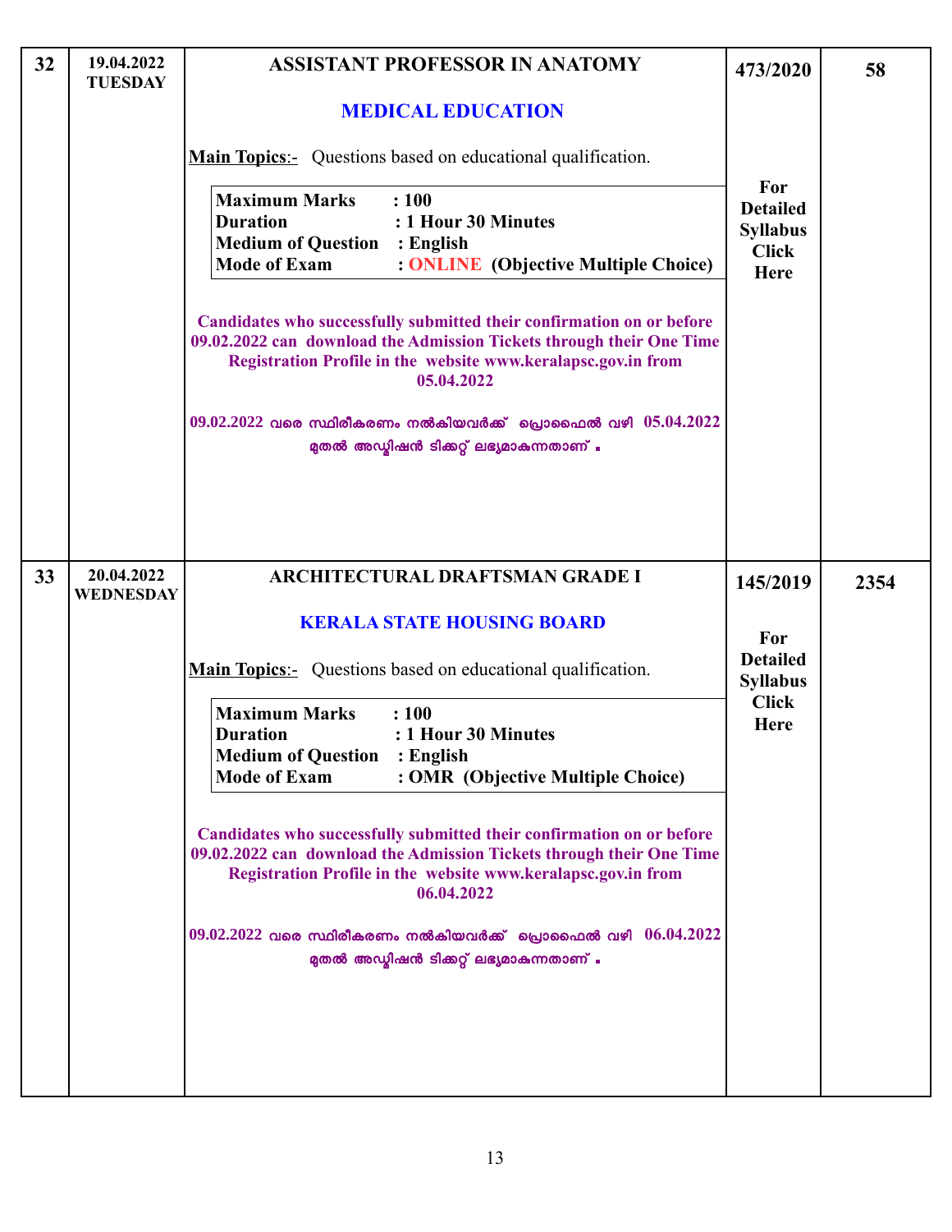| | | | | |
|---|---|---|---|---|
| **32** | **19.04.2022 TUESDAY** | **ASSISTANT PROFESSOR IN ANATOMY**<br><br>**MEDICAL EDUCATION**<br><br>**Main Topics**:- Questions based on educational qualification.<br><br>**Maximum Marks : 100**<br>**Duration : 1 Hour 30 Minutes**<br>**Medium of Question : English**<br>**Mode of Exam : ONLINE (Objective Multiple Choice)**<br><br>**Candidates who successfully submitted their confirmation on or before 09.02.2022 can download the Admission Tickets through their One Time Registration Profile in the website www.keralapsc.gov.in from 05.04.2022**<br><br>09.02.2022 വരെ സ്ഥിരീകരണം നൽകിയവർക്ക് പ്രൊഫൈൽ വഴി 05.04.2022 മുതൽ അഡ്മിഷൻ ടിക്കറ്റ് ലഭ്യമാകുന്നതാണ് . | **473/2020**<br><br>**For Detailed Syllabus Click Here** | **58** |
| **33** | **20.04.2022 WEDNESDAY** | **ARCHITECTURAL DRAFTSMAN GRADE I**<br><br>**KERALA STATE HOUSING BOARD**<br><br>**Main Topics**:- Questions based on educational qualification.<br><br>**Maximum Marks : 100**<br>**Duration : 1 Hour 30 Minutes**<br>**Medium of Question : English**<br>**Mode of Exam : OMR (Objective Multiple Choice)**<br><br>**Candidates who successfully submitted their confirmation on or before 09.02.2022 can download the Admission Tickets through their One Time Registration Profile in the website www.keralapsc.gov.in from 06.04.2022**<br><br>09.02.2022 വരെ സ്ഥിരീകരണം നൽകിയവർക്ക് പ്രൊഫൈൽ വഴി 06.04.2022 മുതൽ അഡ്മിഷൻ ടിക്കറ്റ് ലഭ്യമാകുന്നതാണ് . | **145/2019**<br><br>**For Detailed Syllabus Click Here** | **2354** |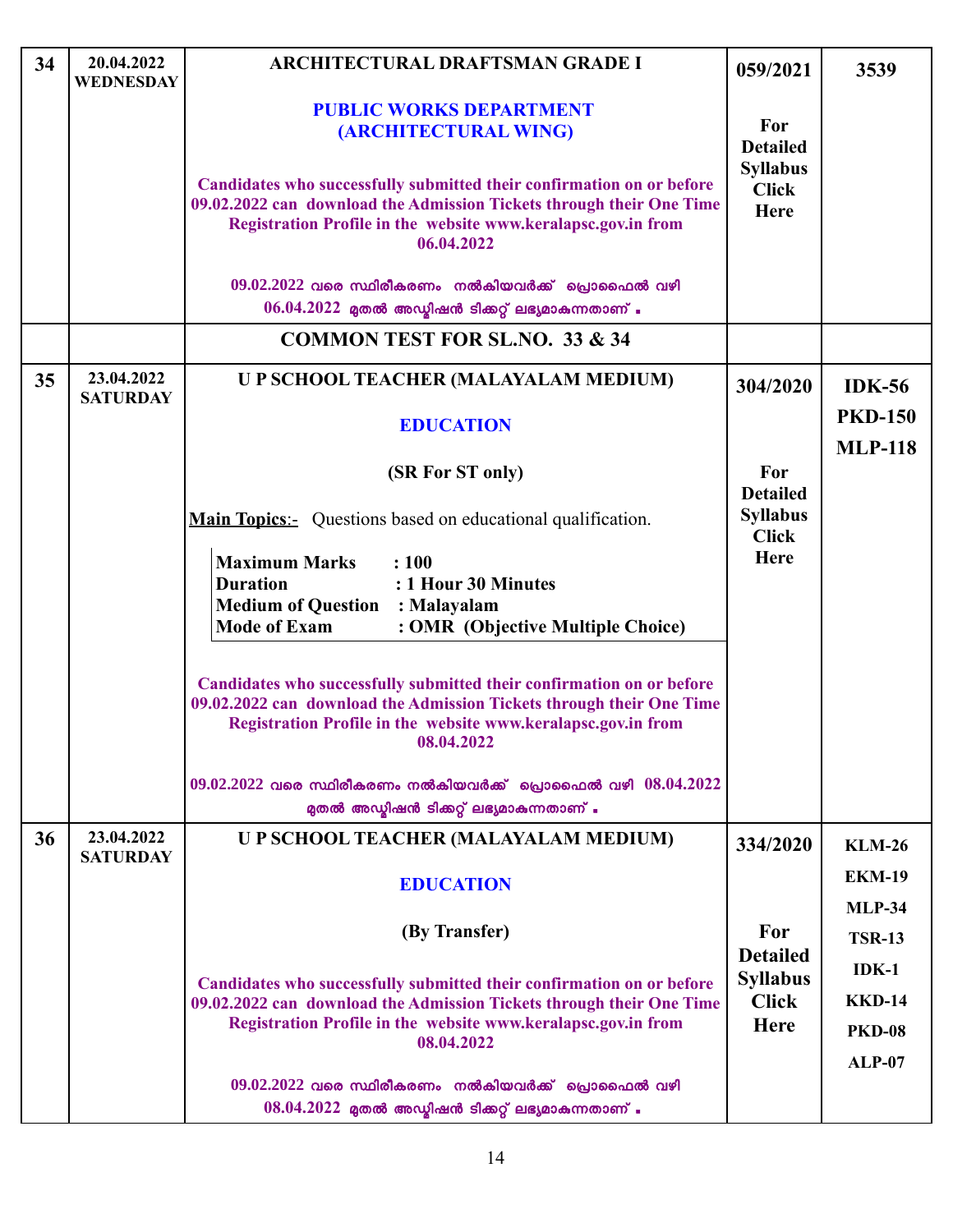| | | | | |
|---|---|---|---|---|
| 34 | 20.04.2022 WEDNESDAY | **ARCHITECTURAL DRAFTSMAN GRADE I**<br><br>**PUBLIC WORKS DEPARTMENT (ARCHITECTURAL WING)**<br><br>**Candidates who successfully submitted their confirmation on or before 09.02.2022 can download the Admission Tickets through their One Time Registration Profile in the website www.keralapsc.gov.in from 06.04.2022**<br><br>**09.02.2022 വരെ സ്ഥിരീകരണം നൽകിയവർക്ക് പ്രൊഫൈൽ വഴി 06.04.2022 മുതൽ അഡ്മിഷൻ ടിക്കറ്റ് ലഭ്യമാകുന്നതാണ് .** | **059/2021**<br><br>**For Detailed Syllabus Click Here** | **3539** |
| | | **COMMON TEST FOR SL.NO. 33 & 34** | | |
| 35 | 23.04.2022 SATURDAY | **U P SCHOOL TEACHER (MALAYALAM MEDIUM)**<br><br>**EDUCATION**<br><br>**(SR For ST only)**<br><br>**Main Topics**:- Questions based on educational qualification.<br><br>**Maximum Marks : 100**<br>**Duration : 1 Hour 30 Minutes**<br>**Medium of Question : Malayalam**<br>**Mode of Exam : OMR (Objective Multiple Choice)**<br><br>**Candidates who successfully submitted their confirmation on or before 09.02.2022 can download the Admission Tickets through their One Time Registration Profile in the website www.keralapsc.gov.in from 08.04.2022**<br><br>**09.02.2022 വരെ സ്ഥിരീകരണം നൽകിയവർക്ക് പ്രൊഫൈൽ വഴി 08.04.2022 മുതൽ അഡ്മിഷൻ ടിക്കറ്റ് ലഭ്യമാകുന്നതാണ് .** | **304/2020**<br><br>**For Detailed Syllabus Click Here** | **IDK-56**<br>**PKD-150**<br>**MLP-118** |
| 36 | 23.04.2022 SATURDAY | **U P SCHOOL TEACHER (MALAYALAM MEDIUM)**<br><br>**EDUCATION**<br><br>**(By Transfer)**<br><br>**Candidates who successfully submitted their confirmation on or before 09.02.2022 can download the Admission Tickets through their One Time Registration Profile in the website www.keralapsc.gov.in from 08.04.2022**<br><br>**09.02.2022 വരെ സ്ഥിരീകരണം നൽകിയവർക്ക് പ്രൊഫൈൽ വഴി 08.04.2022 മുതൽ അഡ്മിഷൻ ടിക്കറ്റ് ലഭ്യമാകുന്നതാണ് .** | **334/2020**<br><br>**For Detailed Syllabus Click Here** | **KLM-26**<br>**EKM-19**<br>**MLP-34**<br>**TSR-13**<br>**IDK-1**<br>**KKD-14**<br>**PKD-08**<br>**ALP-07** |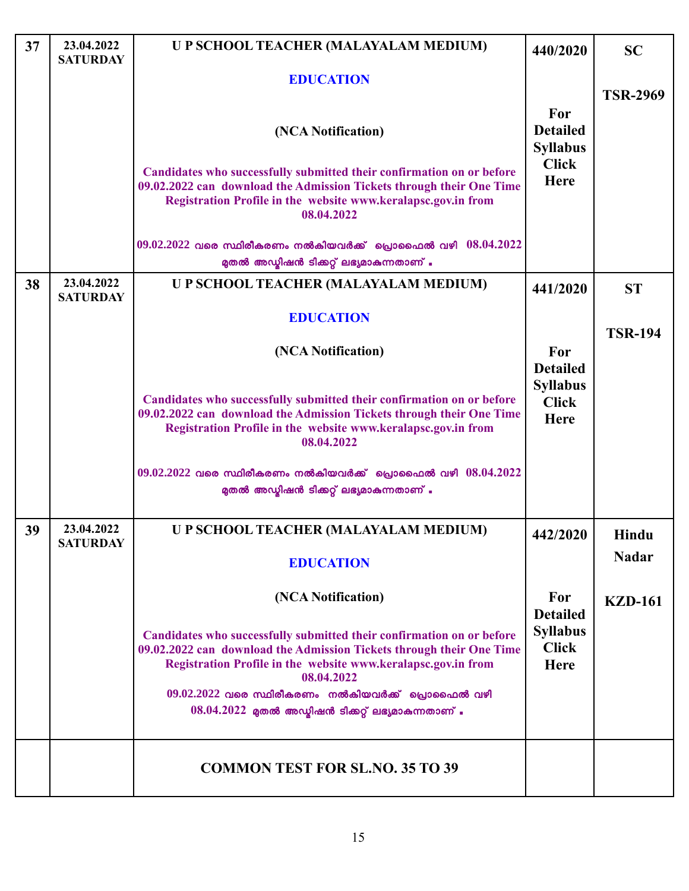| 37 | 23.04.2022 SATURDAY | U P SCHOOL TEACHER (MALAYALAM MEDIUM)<br><br>EDUCATION<br><br>(NCA Notification)<br><br>Candidates who successfully submitted their confirmation on or before 09.02.2022 can download the Admission Tickets through their One Time Registration Profile in the website www.keralapsc.gov.in from 08.04.2022<br><br>09.02.2022 വരെ സ്ഥിരീകരണം നൽകിയവർക്ക് പ്രൊഫൈൽ വഴി 08.04.2022 മുതൽ അഡ്മിഷൻ ടിക്കറ്റ് ലഭ്യമാകുന്നതാണ് . | 440/2020<br><br>For Detailed Syllabus Click Here | SC<br><br>TSR-2969 |
|---|---|---|---|---|
| 38 | 23.04.2022 SATURDAY | U P SCHOOL TEACHER (MALAYALAM MEDIUM)<br><br>EDUCATION<br><br>(NCA Notification)<br><br>Candidates who successfully submitted their confirmation on or before 09.02.2022 can download the Admission Tickets through their One Time Registration Profile in the website www.keralapsc.gov.in from 08.04.2022<br><br>09.02.2022 വരെ സ്ഥിരീകരണം നൽകിയവർക്ക് പ്രൊഫൈൽ വഴി 08.04.2022 മുതൽ അഡ്മിഷൻ ടിക്കറ്റ് ലഭ്യമാകുന്നതാണ് . | 441/2020<br><br>For Detailed Syllabus Click Here | ST<br><br>TSR-194 |
| 39 | 23.04.2022 SATURDAY | U P SCHOOL TEACHER (MALAYALAM MEDIUM)<br><br>EDUCATION<br><br>(NCA Notification)<br><br>Candidates who successfully submitted their confirmation on or before 09.02.2022 can download the Admission Tickets through their One Time Registration Profile in the website www.keralapsc.gov.in from 08.04.2022<br><br>09.02.2022 വരെ സ്ഥിരീകരണം നൽകിയവർക്ക് പ്രൊഫൈൽ വഴി 08.04.2022 മുതൽ അഡ്മിഷൻ ടിക്കറ്റ് ലഭ്യമാകുന്നതാണ് . | 442/2020<br><br>For Detailed Syllabus Click Here | Hindu Nadar<br><br>KZD-161 |
| | | COMMON TEST FOR SL.NO. 35 TO 39 | | |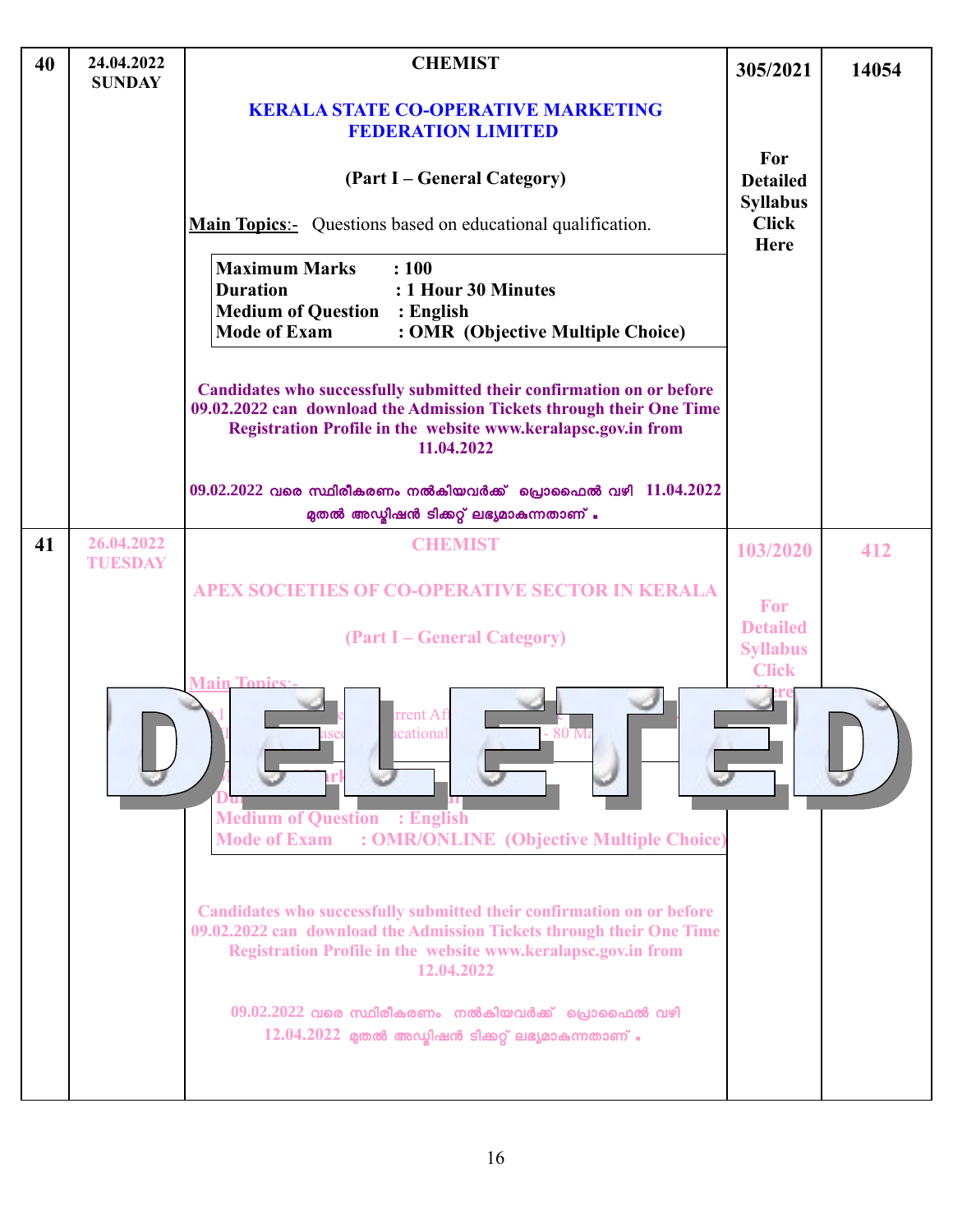| 40 | 24.04.2022 SUNDAY | **CHEMIST**<br><br>**KERALA STATE CO-OPERATIVE MARKETING FEDERATION LIMITED**<br><br>**(Part I – General Category)**<br><br>**Main Topics**:- Questions based on educational qualification.<br><br>**Maximum Marks : 100**<br>**Duration : 1 Hour 30 Minutes**<br>**Medium of Question : English**<br>**Mode of Exam : OMR (Objective Multiple Choice)**<br><br>**Candidates who successfully submitted their confirmation on or before 09.02.2022 can download the Admission Tickets through their One Time Registration Profile in the website www.keralapsc.gov.in from 11.04.2022**<br><br>09.02.2022 വരെ സ്ഥിരീകരണം നൽകിയവർക്ക് പ്രൊഫൈൽ വഴി 11.04.2022 മുതൽ അഡ്മിഷൻ ടിക്കറ്റ് ലഭ്യമാകുന്നതാണ്. | **305/2021**<br><br>**For Detailed Syllabus Click Here** | **14054** |
|---|---|---|---|---|
| 41 | 26.04.2022 TUESDAY | DELETED<br><br>**CHEMIST**<br><br>**APEX SOCIETIES OF CO-OPERATIVE SECTOR IN KERALA**<br><br>**(Part I – General Category)**<br><br>**Main Topics**:-<br>... Current Aff...<br>... based ... educational ... - 80 Ma...<br><br>**Medium of Question : English**<br>**Mode of Exam : OMR/ONLINE (Objective Multiple Choice)**<br><br>**Candidates who successfully submitted their confirmation on or before 09.02.2022 can download the Admission Tickets through their One Time Registration Profile in the website www.keralapsc.gov.in from 12.04.2022**<br><br>09.02.2022 വരെ സ്ഥിരീകരണം നൽകിയവർക്ക് പ്രൊഫൈൽ വഴി 12.04.2022 മുതൽ അഡ്മിഷൻ ടിക്കറ്റ് ലഭ്യമാകുന്നതാണ്. | **103/2020**<br><br>**For Detailed Syllabus Click Here** | **412** |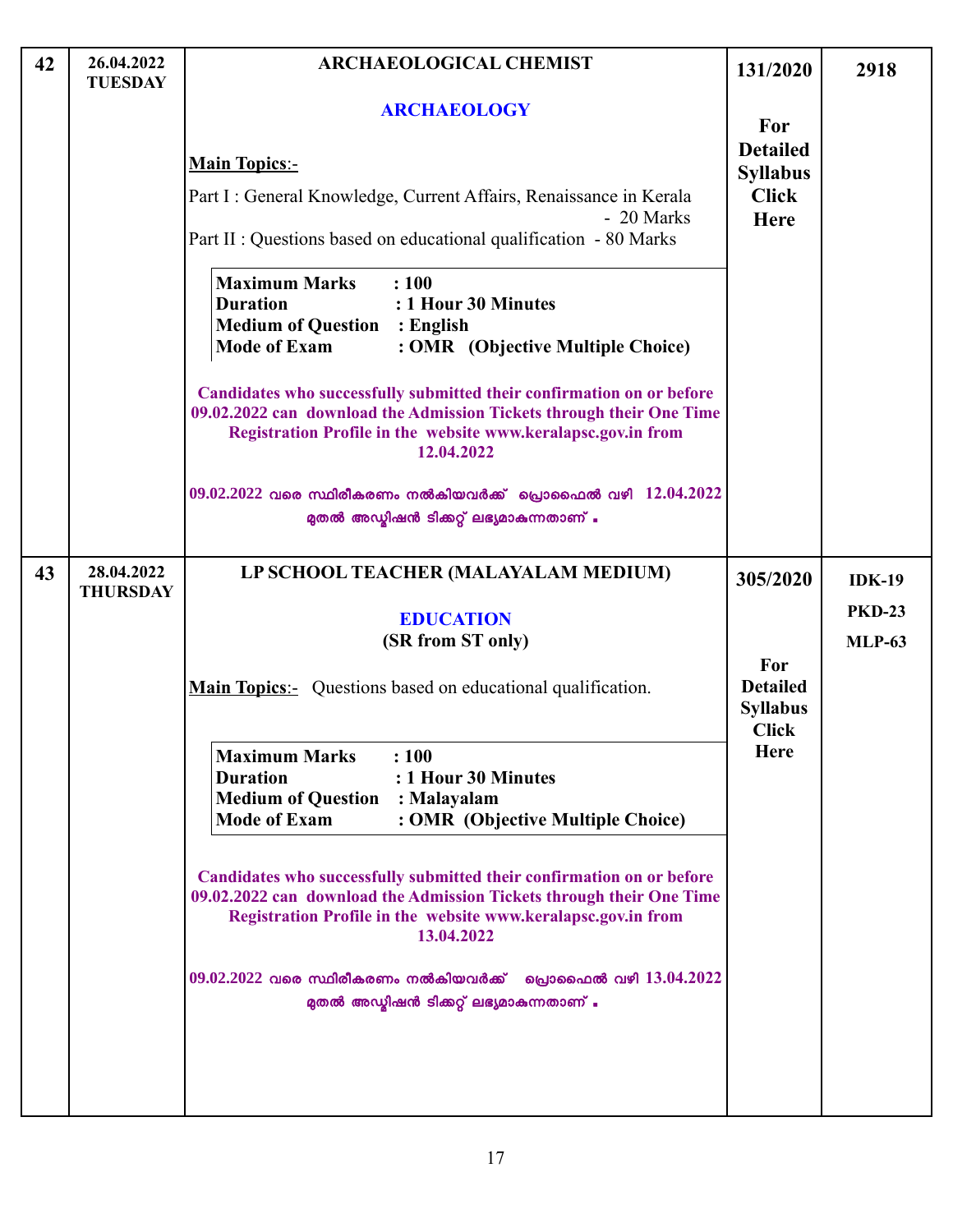| | | | | |
|---|---|---|---|---|
| 42 | 26.04.2022 TUESDAY | **ARCHAEOLOGICAL CHEMIST**<br><br>**ARCHAEOLOGY**<br><br>**Main Topics**:-<br>Part I : General Knowledge, Current Affairs, Renaissance in Kerala - 20 Marks<br>Part II : Questions based on educational qualification - 80 Marks<br><br>**Maximum Marks : 100**<br>**Duration : 1 Hour 30 Minutes**<br>**Medium of Question : English**<br>**Mode of Exam : OMR (Objective Multiple Choice)**<br><br>**Candidates who successfully submitted their confirmation on or before 09.02.2022 can download the Admission Tickets through their One Time Registration Profile in the website www.keralapsc.gov.in from 12.04.2022**<br><br>**09.02.2022 വരെ സ്ഥിരീകരണം നൽകിയവർക്ക് പ്രൊഫൈൽ വഴി 12.04.2022 മുതൽ അഡ്മിഷൻ ടിക്കറ്റ് ലഭ്യമാകുന്നതാണ് .** | **131/2020**<br><br>**For Detailed Syllabus Click Here** | **2918** |
| 43 | 28.04.2022 THURSDAY | **LP SCHOOL TEACHER (MALAYALAM MEDIUM)**<br><br>**EDUCATION**<br>**(SR from ST only)**<br><br>**Main Topics**:- Questions based on educational qualification.<br><br>**Maximum Marks : 100**<br>**Duration : 1 Hour 30 Minutes**<br>**Medium of Question : Malayalam**<br>**Mode of Exam : OMR (Objective Multiple Choice)**<br><br>**Candidates who successfully submitted their confirmation on or before 09.02.2022 can download the Admission Tickets through their One Time Registration Profile in the website www.keralapsc.gov.in from 13.04.2022**<br><br>**09.02.2022 വരെ സ്ഥിരീകരണം നൽകിയവർക്ക് പ്രൊഫൈൽ വഴി 13.04.2022 മുതൽ അഡ്മിഷൻ ടിക്കറ്റ് ലഭ്യമാകുന്നതാണ് .** | **305/2020**<br><br>**For Detailed Syllabus Click Here** | **IDK-19**<br>**PKD-23**<br>**MLP-63** |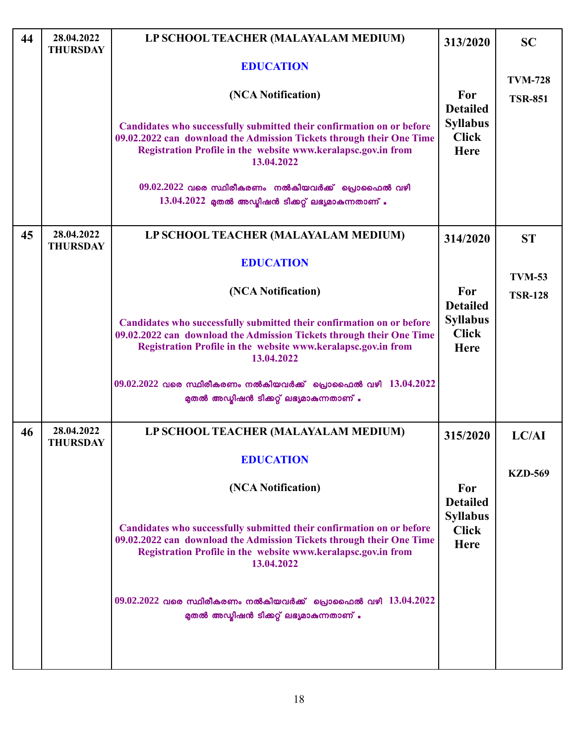| 44 | 28.04.2022 THURSDAY | **LP SCHOOL TEACHER (MALAYALAM MEDIUM)**<br><br>**EDUCATION**<br><br>**(NCA Notification)**<br><br>**Candidates who successfully submitted their confirmation on or before 09.02.2022 can download the Admission Tickets through their One Time Registration Profile in the website www.keralapsc.gov.in from 13.04.2022**<br><br>**09.02.2022 വരെ സ്ഥിരീകരണം നൽകിയവർക്ക് പ്രൊഫൈൽ വഴി 13.04.2022 മുതൽ അഡ്മിഷൻ ടിക്കറ്റ് ലഭ്യമാകുന്നതാണ് .** | **313/2020**<br><br>**For Detailed Syllabus Click Here** | **SC**<br><br>**TVM-728**<br>**TSR-851** |
|---|---|---|---|---|
| 45 | 28.04.2022 THURSDAY | **LP SCHOOL TEACHER (MALAYALAM MEDIUM)**<br><br>**EDUCATION**<br><br>**(NCA Notification)**<br><br>**Candidates who successfully submitted their confirmation on or before 09.02.2022 can download the Admission Tickets through their One Time Registration Profile in the website www.keralapsc.gov.in from 13.04.2022**<br><br>**09.02.2022 വരെ സ്ഥിരീകരണം നൽകിയവർക്ക് പ്രൊഫൈൽ വഴി 13.04.2022 മുതൽ അഡ്മിഷൻ ടിക്കറ്റ് ലഭ്യമാകുന്നതാണ് .** | **314/2020**<br><br>**For Detailed Syllabus Click Here** | **ST**<br><br>**TVM-53**<br>**TSR-128** |
| 46 | 28.04.2022 THURSDAY | **LP SCHOOL TEACHER (MALAYALAM MEDIUM)**<br><br>**EDUCATION**<br><br>**(NCA Notification)**<br><br>**Candidates who successfully submitted their confirmation on or before 09.02.2022 can download the Admission Tickets through their One Time Registration Profile in the website www.keralapsc.gov.in from 13.04.2022**<br><br>**09.02.2022 വരെ സ്ഥിരീകരണം നൽകിയവർക്ക് പ്രൊഫൈൽ വഴി 13.04.2022 മുതൽ അഡ്മിഷൻ ടിക്കറ്റ് ലഭ്യമാകുന്നതാണ് .** | **315/2020**<br><br>**For Detailed Syllabus Click Here** | **LC/AI**<br><br>**KZD-569** |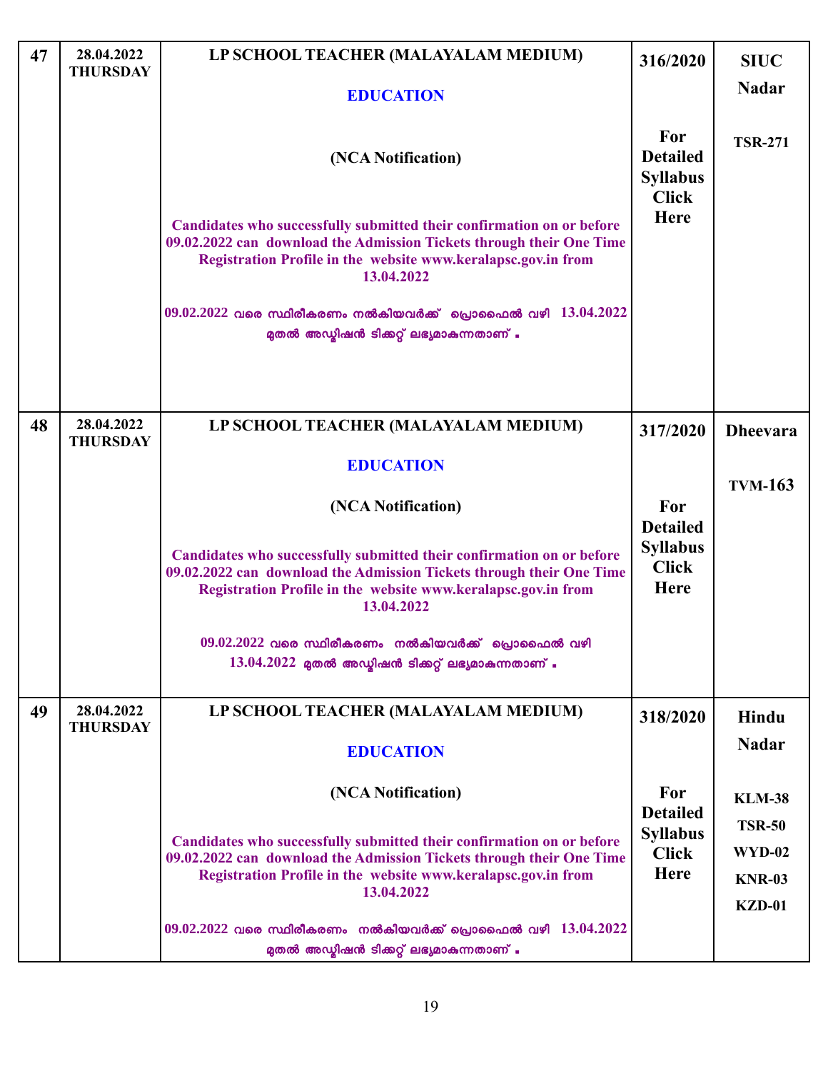| 47 | 28.04.2022 THURSDAY | LP SCHOOL TEACHER (MALAYALAM MEDIUM)<br><br>EDUCATION<br><br>(NCA Notification)<br><br>Candidates who successfully submitted their confirmation on or before 09.02.2022 can download the Admission Tickets through their One Time Registration Profile in the website www.keralapsc.gov.in from 13.04.2022<br><br>09.02.2022 വരെ സ്ഥിരീകരണം നൽകിയവർക്ക് പ്രൊഫൈൽ വഴി 13.04.2022 മുതൽ അഡ്മിഷൻ ടിക്കറ്റ് ലഭ്യമാകുന്നതാണ് . | 316/2020<br><br>For Detailed Syllabus Click Here | SIUC Nadar<br><br>TSR-271 |
|---|---|---|---|---|
| 48 | 28.04.2022 THURSDAY | LP SCHOOL TEACHER (MALAYALAM MEDIUM)<br><br>EDUCATION<br><br>(NCA Notification)<br><br>Candidates who successfully submitted their confirmation on or before 09.02.2022 can download the Admission Tickets through their One Time Registration Profile in the website www.keralapsc.gov.in from 13.04.2022<br><br>09.02.2022 വരെ സ്ഥിരീകരണം നൽകിയവർക്ക് പ്രൊഫൈൽ വഴി 13.04.2022 മുതൽ അഡ്മിഷൻ ടിക്കറ്റ് ലഭ്യമാകുന്നതാണ് . | 317/2020<br><br>For Detailed Syllabus Click Here | Dheevara<br><br>TVM-163 |
| 49 | 28.04.2022 THURSDAY | LP SCHOOL TEACHER (MALAYALAM MEDIUM)<br><br>EDUCATION<br><br>(NCA Notification)<br><br>Candidates who successfully submitted their confirmation on or before 09.02.2022 can download the Admission Tickets through their One Time Registration Profile in the website www.keralapsc.gov.in from 13.04.2022<br><br>09.02.2022 വരെ സ്ഥിരീകരണം നൽകിയവർക്ക് പ്രൊഫൈൽ വഴി 13.04.2022 മുതൽ അഡ്മിഷൻ ടിക്കറ്റ് ലഭ്യമാകുന്നതാണ് . | 318/2020<br><br>For Detailed Syllabus Click Here | Hindu Nadar<br><br>KLM-38<br>TSR-50<br>WYD-02<br>KNR-03<br>KZD-01 |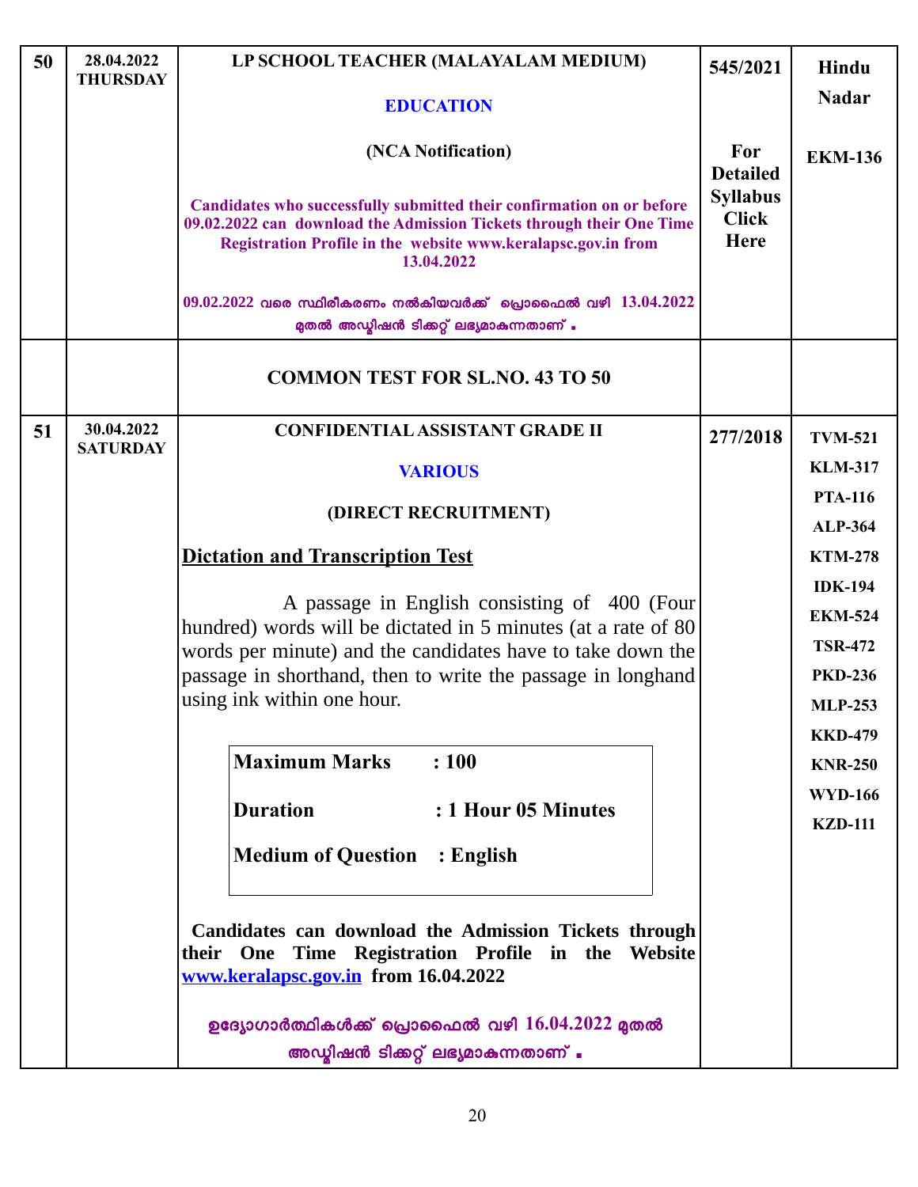| 50 | 28.04.2022 THURSDAY | **LP SCHOOL TEACHER (MALAYALAM MEDIUM)**<br><br>**EDUCATION**<br><br>**(NCA Notification)**<br><br>**Candidates who successfully submitted their confirmation on or before 09.02.2022 can download the Admission Tickets through their One Time Registration Profile in the website www.keralapsc.gov.in from 13.04.2022**<br><br>09.02.2022 വരെ സ്ഥിരീകരണം നൽകിയവർക്ക് പ്രൊഫൈൽ വഴി 13.04.2022 മുതൽ അഡ്മിഷൻ ടിക്കറ്റ് ലഭ്യമാകുന്നതാണ് . | **545/2021**<br><br>**For Detailed Syllabus Click Here** | **Hindu Nadar**<br><br>**EKM-136** |
|---|---|---|---|---|
| | | **COMMON TEST FOR SL.NO. 43 TO 50** | | |
| 51 | 30.04.2022 SATURDAY | **CONFIDENTIAL ASSISTANT GRADE II**<br><br>**VARIOUS**<br><br>**(DIRECT RECRUITMENT)**<br><br>**<u>Dictation and Transcription Test</u>**<br><br>A passage in English consisting of 400 (Four hundred) words will be dictated in 5 minutes (at a rate of 80 words per minute) and the candidates have to take down the passage in shorthand, then to write the passage in longhand using ink within one hour.<br><br>**Maximum Marks : 100**<br>**Duration : 1 Hour 05 Minutes**<br>**Medium of Question : English**<br><br>**Candidates can download the Admission Tickets through their One Time Registration Profile in the Website www.keralapsc.gov.in from 16.04.2022**<br><br>ഉദ്യോഗാർത്ഥികൾക്ക് പ്രൊഫൈൽ വഴി 16.04.2022 മുതൽ അഡ്മിഷൻ ടിക്കറ്റ് ലഭ്യമാകുന്നതാണ് . | **277/2018** | **TVM-521**<br>**KLM-317**<br>**PTA-116**<br>**ALP-364**<br>**KTM-278**<br>**IDK-194**<br>**EKM-524**<br>**TSR-472**<br>**PKD-236**<br>**MLP-253**<br>**KKD-479**<br>**KNR-250**<br>**WYD-166**<br>**KZD-111** |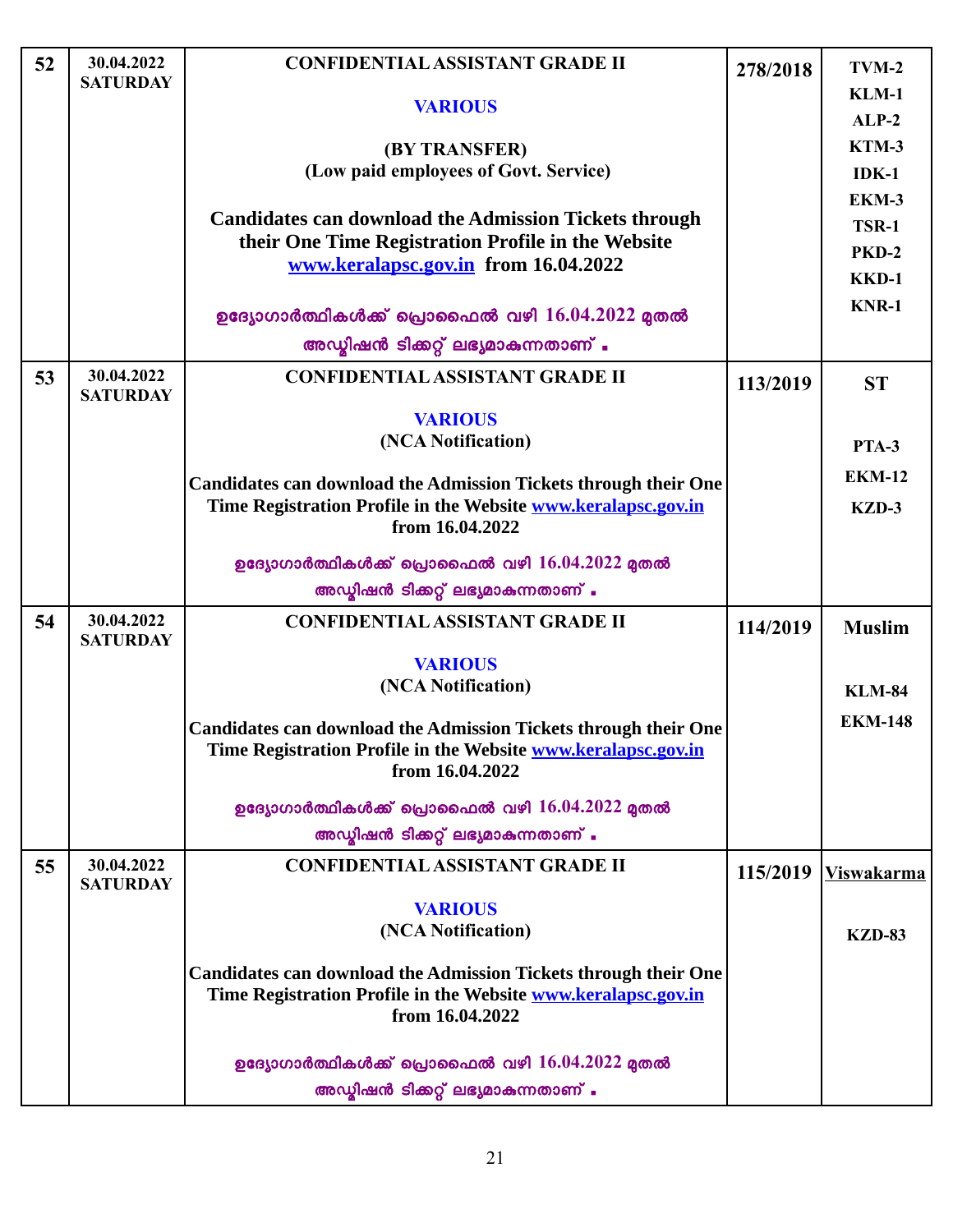| 52 | 30.04.2022 SATURDAY | CONFIDENTIAL ASSISTANT GRADE II<br><br>VARIOUS<br><br>(BY TRANSFER)<br>(Low paid employees of Govt. Service)<br><br>Candidates can download the Admission Tickets through their One Time Registration Profile in the Website www.keralapsc.gov.in from 16.04.2022<br><br>ഉദ്യോഗാർത്ഥികൾക്ക് പ്രൊഫൈൽ വഴി 16.04.2022 മുതൽ അഡ്മിഷൻ ടിക്കറ്റ് ലഭ്യമാകുന്നതാണ് . | 278/2018 | TVM-2<br>KLM-1<br>ALP-2<br>KTM-3<br>IDK-1<br>EKM-3<br>TSR-1<br>PKD-2<br>KKD-1<br>KNR-1 |
|---|---|---|---|---|
| 53 | 30.04.2022 SATURDAY | CONFIDENTIAL ASSISTANT GRADE II<br><br>VARIOUS<br>(NCA Notification)<br><br>Candidates can download the Admission Tickets through their One Time Registration Profile in the Website www.keralapsc.gov.in from 16.04.2022<br><br>ഉദ്യോഗാർത്ഥികൾക്ക് പ്രൊഫൈൽ വഴി 16.04.2022 മുതൽ അഡ്മിഷൻ ടിക്കറ്റ് ലഭ്യമാകുന്നതാണ് . | 113/2019 | ST<br><br>PTA-3<br>EKM-12<br>KZD-3 |
| 54 | 30.04.2022 SATURDAY | CONFIDENTIAL ASSISTANT GRADE II<br><br>VARIOUS<br>(NCA Notification)<br><br>Candidates can download the Admission Tickets through their One Time Registration Profile in the Website www.keralapsc.gov.in from 16.04.2022<br><br>ഉദ്യോഗാർത്ഥികൾക്ക് പ്രൊഫൈൽ വഴി 16.04.2022 മുതൽ അഡ്മിഷൻ ടിക്കറ്റ് ലഭ്യമാകുന്നതാണ് . | 114/2019 | Muslim<br><br>KLM-84<br>EKM-148 |
| 55 | 30.04.2022 SATURDAY | CONFIDENTIAL ASSISTANT GRADE II<br><br>VARIOUS<br>(NCA Notification)<br><br>Candidates can download the Admission Tickets through their One Time Registration Profile in the Website www.keralapsc.gov.in from 16.04.2022<br><br>ഉദ്യോഗാർത്ഥികൾക്ക് പ്രൊഫൈൽ വഴി 16.04.2022 മുതൽ അഡ്മിഷൻ ടിക്കറ്റ് ലഭ്യമാകുന്നതാണ് . | 115/2019 | Viswakarma<br><br>KZD-83 |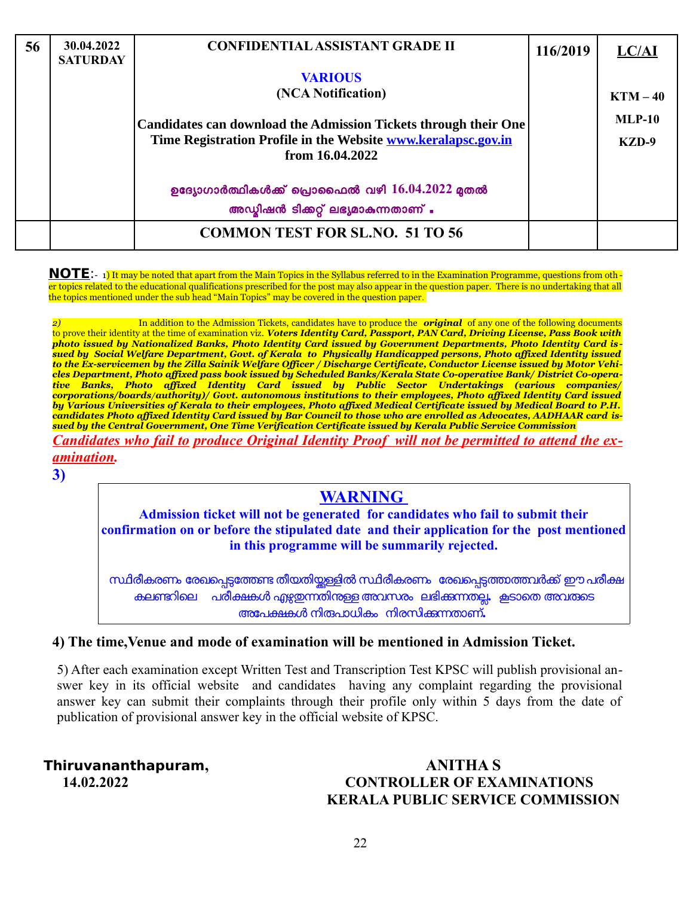| | | | | |
|---|---|---|---|---|
| 56 | 30.04.2022 SATURDAY | **CONFIDENTIAL ASSISTANT GRADE II**<br><br>**VARIOUS**<br>**(NCA Notification)**<br><br>**Candidates can download the Admission Tickets through their One Time Registration Profile in the Website www.keralapsc.gov.in from 16.04.2022**<br><br>ഉദ്യോഗാർത്ഥികൾക്ക് പ്രൊഫൈൽ വഴി 16.04.2022 മുതൽ അഡ്മിഷൻ ടിക്കറ്റ് ലഭ്യമാകുന്നതാണ് . | 116/2019 | **LC/AI**<br><br>**KTM – 40**<br>**MLP-10**<br>**KZD-9** |
| | | **COMMON TEST FOR SL.NO. 51 TO 56** | | |

**NOTE**:- 1) It may be noted that apart from the Main Topics in the Syllabus referred to in the Examination Programme, questions from other topics related to the educational qualifications prescribed for the post may also appear in the question paper. There is no undertaking that all the topics mentioned under the sub head "Main Topics" may be covered in the question paper.

2) In addition to the Admission Tickets, candidates have to produce the ***original*** of any one of the following documents to prove their identity at the time of examination viz. ***Voters Identity Card, Passport, PAN Card, Driving License, Pass Book with photo issued by Nationalized Banks, Photo Identity Card issued by Government Departments, Photo Identity Card issued by Social Welfare Department, Govt. of Kerala to Physically Handicapped persons, Photo affixed Identity issued to the Ex-servicemen by the Zilla Sainik Welfare Officer / Discharge Certificate, Conductor License issued by Motor Vehicles Department, Photo affixed pass book issued by Scheduled Banks/Kerala State Co-operative Bank/ District Co-operative Banks, Photo affixed Identity Card issued by Public Sector Undertakings (various companies/ corporations/boards/authority)/ Govt. autonomous institutions to their employees, Photo affixed Identity Card issued by Various Universities of Kerala to their employees, Photo affixed Medical Certificate issued by Medical Board to P.H. candidates Photo affixed Identity Card issued by Bar Council to those who are enrolled as Advocates, AADHAAR card issued by the Central Government, One Time Verification Certificate issued by Kerala Public Service Commission***

***Candidates who fail to produce Original Identity Proof will not be permitted to attend the examination.***

**3)**

**WARNING**

**Admission ticket will not be generated for candidates who fail to submit their confirmation on or before the stipulated date and their application for the post mentioned in this programme will be summarily rejected.**

സ്ഥിരീകരണം രേഖപ്പെടുത്തേണ്ട തീയതിയ്ക്കുള്ളിൽ സ്ഥിരീകരണം രേഖപ്പെടുത്താത്തവർക്ക് ഈ പരീക്ഷ കലണ്ടറിലെ പരീക്ഷകൾ എഴുതുന്നതിനുള്ള അവസരം ലഭിക്കുന്നതല്ല. കൂടാതെ അവരുടെ അപേക്ഷകൾ നിരുപാധികം നിരസിക്കുന്നതാണ്.

**4) The time,Venue and mode of examination will be mentioned in Admission Ticket.**

5) After each examination except Written Test and Transcription Test KPSC will publish provisional answer key in its official website and candidates having any complaint regarding the provisional answer key can submit their complaints through their profile only within 5 days from the date of publication of provisional answer key in the official website of KPSC.

**Thiruvananthapuram,**
**14.02.2022**

**ANITHA S**
**CONTROLLER OF EXAMINATIONS**
**KERALA PUBLIC SERVICE COMMISSION**